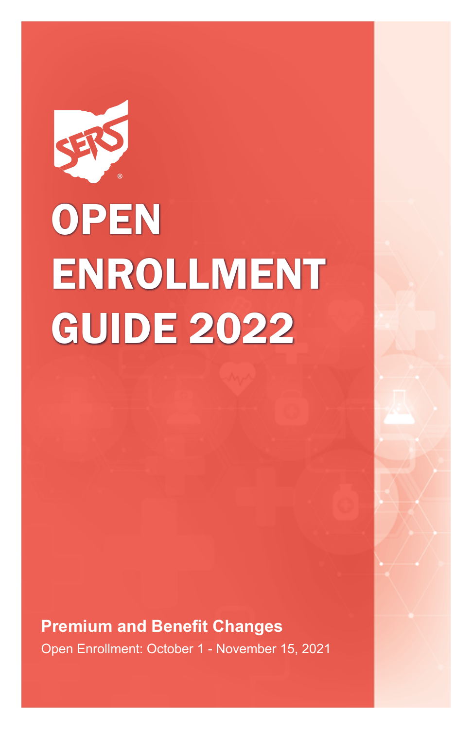# OPEN ENROLLMENT GUIDE 2022

**Premium and Benefit Changes**

Open Enrollment: October 1 - November 15, 2021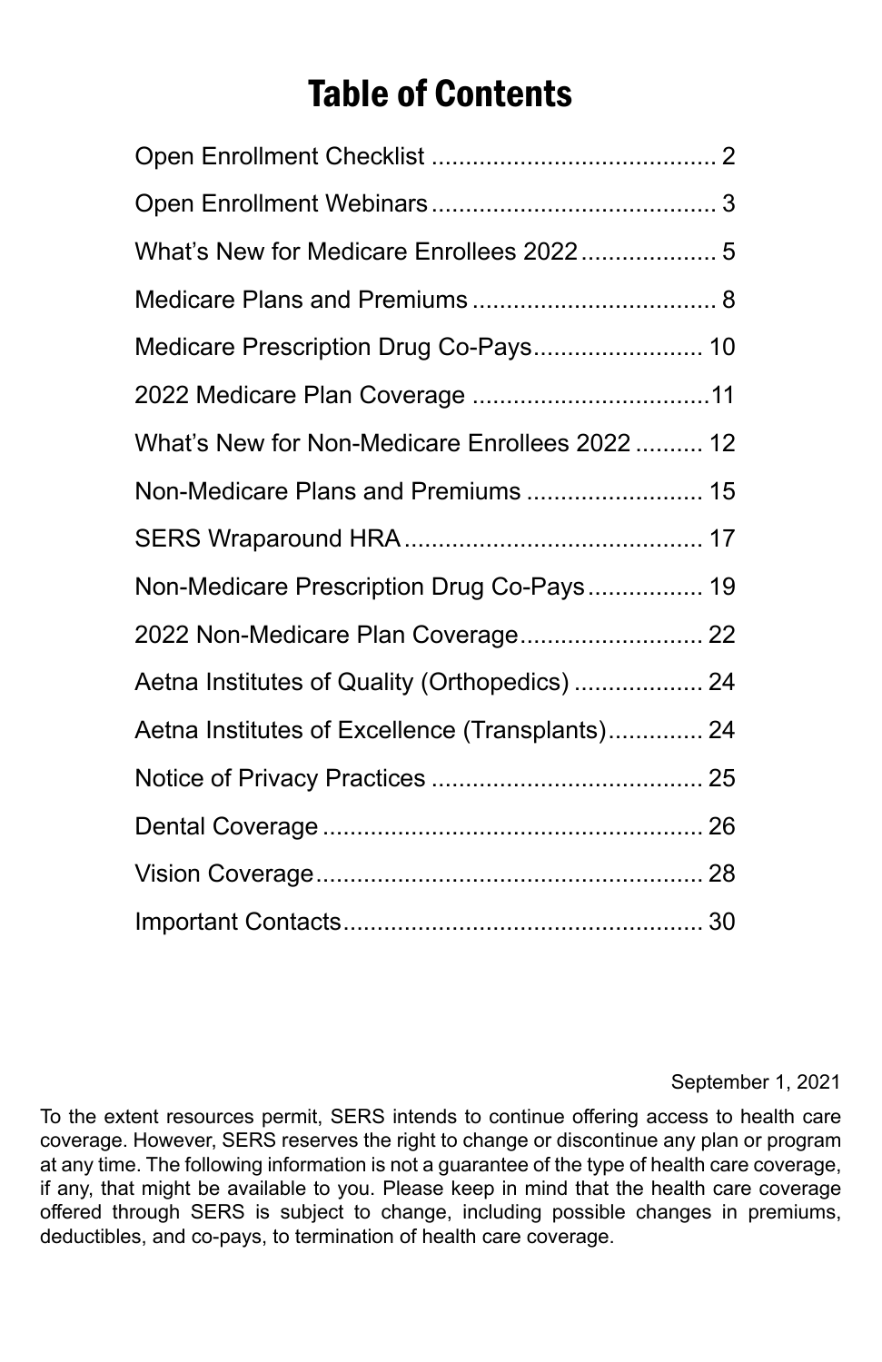# Table of Contents

| | |
|---|---|
| Open Enrollment Checklist | 2 |
| Open Enrollment Webinars | 3 |
| What's New for Medicare Enrollees 2022 | 5 |
| Medicare Plans and Premiums | 8 |
| Medicare Prescription Drug Co-Pays | 10 |
| 2022 Medicare Plan Coverage | 11 |
| What's New for Non-Medicare Enrollees 2022 | 12 |
| Non-Medicare Plans and Premiums | 15 |
| SERS Wraparound HRA | 17 |
| Non-Medicare Prescription Drug Co-Pays | 19 |
| 2022 Non-Medicare Plan Coverage | 22 |
| Aetna Institutes of Quality (Orthopedics) | 24 |
| Aetna Institutes of Excellence (Transplants) | 24 |
| Notice of Privacy Practices | 25 |
| Dental Coverage | 26 |
| Vision Coverage | 28 |
| Important Contacts | 30 |

September 1, 2021

To the extent resources permit, SERS intends to continue offering access to health care coverage. However, SERS reserves the right to change or discontinue any plan or program at any time. The following information is not a guarantee of the type of health care coverage, if any, that might be available to you. Please keep in mind that the health care coverage offered through SERS is subject to change, including possible changes in premiums, deductibles, and co-pays, to termination of health care coverage.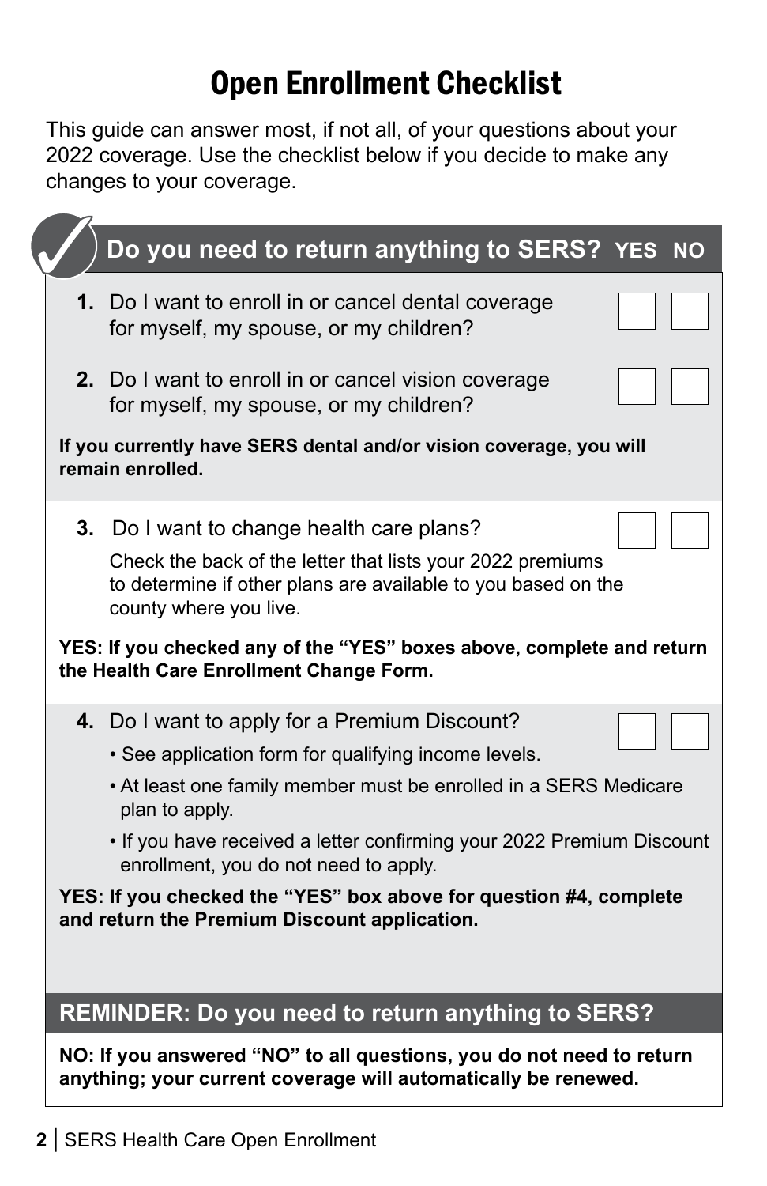# Open Enrollment Checklist

This guide can answer most, if not all, of your questions about your 2022 coverage. Use the checklist below if you decide to make any changes to your coverage.

## Do you need to return anything to SERS?

| | YES | NO |
|---|---|---|
| **1.** Do I want to enroll in or cancel dental coverage for myself, my spouse, or my children? | ☐ | ☐ |
| **2.** Do I want to enroll in or cancel vision coverage for myself, my spouse, or my children? | ☐ | ☐ |

**If you currently have SERS dental and/or vision coverage, you will remain enrolled.**

| | YES | NO |
|---|---|---|
| **3.** Do I want to change health care plans? Check the back of the letter that lists your 2022 premiums to determine if other plans are available to you based on the county where you live. | ☐ | ☐ |

**YES: If you checked any of the "YES" boxes above, complete and return the Health Care Enrollment Change Form.**

| | YES | NO |
|---|---|---|
| **4.** Do I want to apply for a Premium Discount? | ☐ | ☐ |

- See application form for qualifying income levels.
- At least one family member must be enrolled in a SERS Medicare plan to apply.
- If you have received a letter confirming your 2022 Premium Discount enrollment, you do not need to apply.

**YES: If you checked the "YES" box above for question #4, complete and return the Premium Discount application.**

## REMINDER: Do you need to return anything to SERS?

**NO: If you answered "NO" to all questions, you do not need to return anything; your current coverage will automatically be renewed.**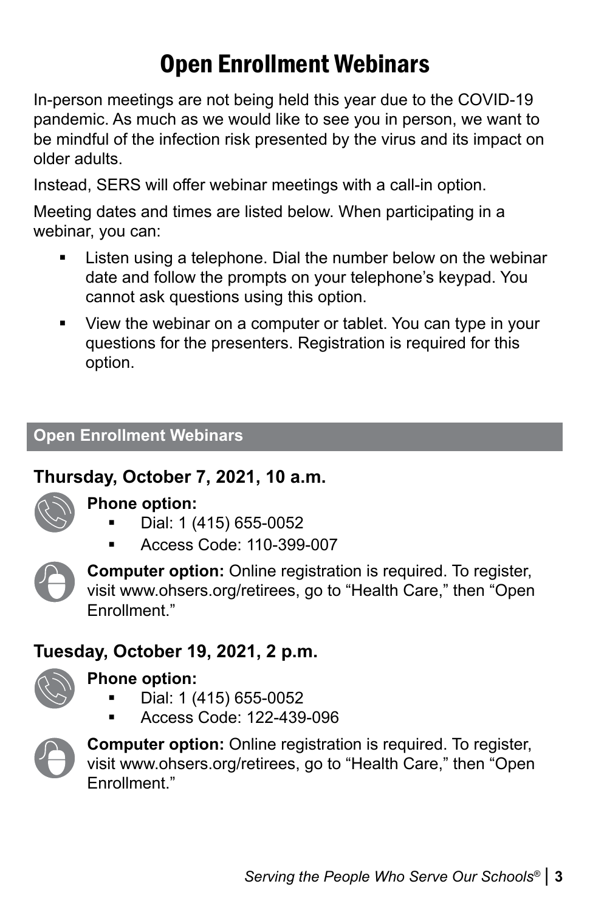# Open Enrollment Webinars

In-person meetings are not being held this year due to the COVID-19 pandemic. As much as we would like to see you in person, we want to be mindful of the infection risk presented by the virus and its impact on older adults.

Instead, SERS will offer webinar meetings with a call-in option.

Meeting dates and times are listed below. When participating in a webinar, you can:

- Listen using a telephone. Dial the number below on the webinar date and follow the prompts on your telephone's keypad. You cannot ask questions using this option.
- View the webinar on a computer or tablet. You can type in your questions for the presenters. Registration is required for this option.

## Open Enrollment Webinars

### Thursday, October 7, 2021, 10 a.m.

**Phone option:**

- Dial: 1 (415) 655-0052
- Access Code: 110-399-007

**Computer option:** Online registration is required. To register, visit www.ohsers.org/retirees, go to "Health Care," then "Open Enrollment."

### Tuesday, October 19, 2021, 2 p.m.

**Phone option:**

- Dial: 1 (415) 655-0052
- Access Code: 122-439-096

**Computer option:** Online registration is required. To register, visit www.ohsers.org/retirees, go to "Health Care," then "Open Enrollment."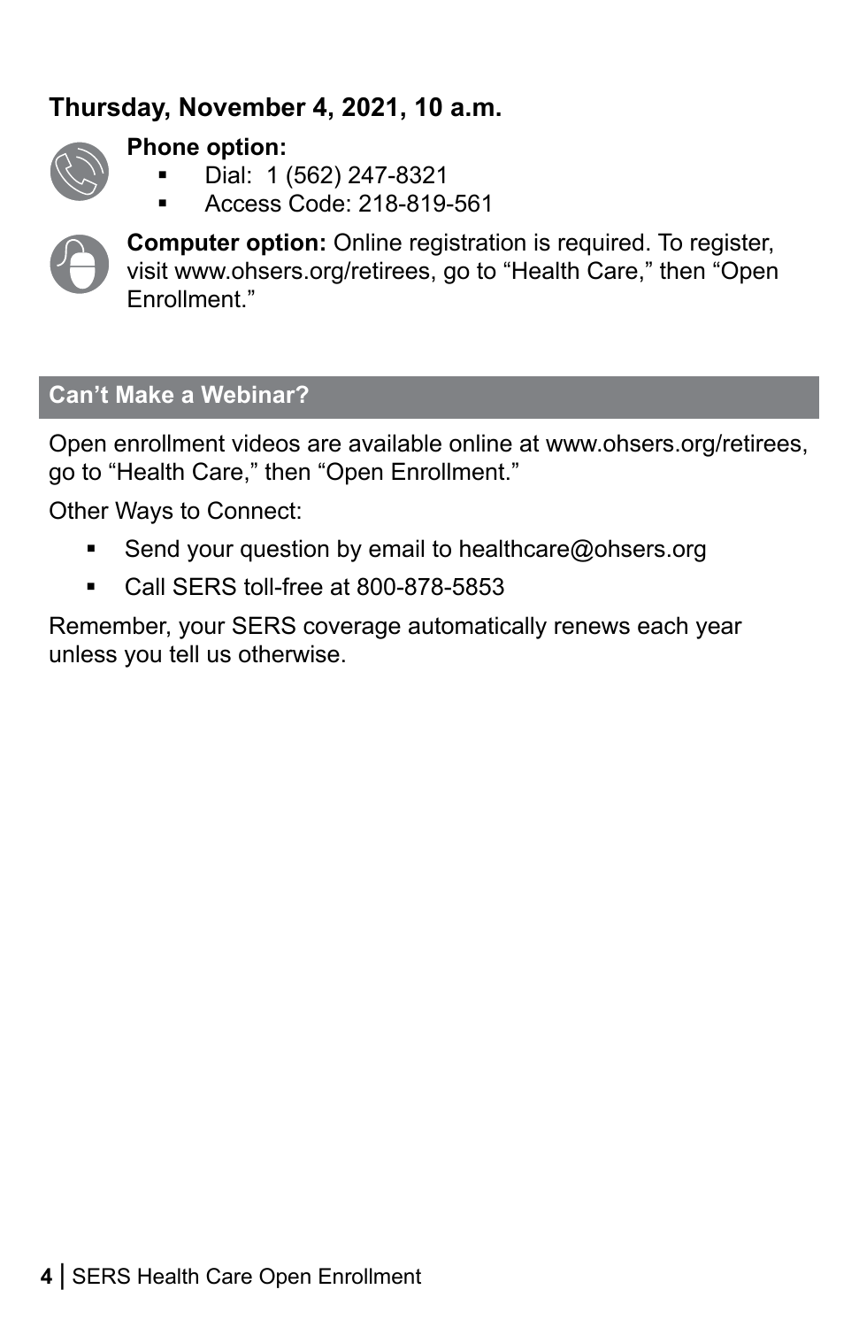**Thursday, November 4, 2021, 10 a.m.**

**Phone option:**

- Dial: 1 (562) 247-8321
- Access Code: 218-819-561

**Computer option:** Online registration is required. To register, visit www.ohsers.org/retirees, go to "Health Care," then "Open Enrollment."

## Can't Make a Webinar?

Open enrollment videos are available online at www.ohsers.org/retirees, go to "Health Care," then "Open Enrollment."

Other Ways to Connect:

- Send your question by email to healthcare@ohsers.org
- Call SERS toll-free at 800-878-5853

Remember, your SERS coverage automatically renews each year unless you tell us otherwise.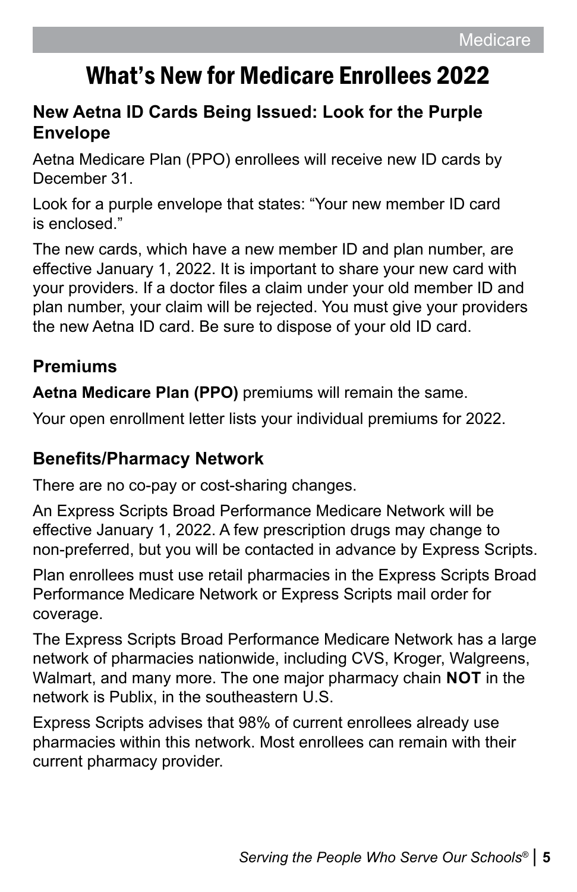# What's New for Medicare Enrollees 2022

## New Aetna ID Cards Being Issued: Look for the Purple Envelope

Aetna Medicare Plan (PPO) enrollees will receive new ID cards by December 31.

Look for a purple envelope that states: "Your new member ID card is enclosed."

The new cards, which have a new member ID and plan number, are effective January 1, 2022. It is important to share your new card with your providers. If a doctor files a claim under your old member ID and plan number, your claim will be rejected. You must give your providers the new Aetna ID card. Be sure to dispose of your old ID card.

## Premiums

**Aetna Medicare Plan (PPO)** premiums will remain the same.

Your open enrollment letter lists your individual premiums for 2022.

## Benefits/Pharmacy Network

There are no co-pay or cost-sharing changes.

An Express Scripts Broad Performance Medicare Network will be effective January 1, 2022. A few prescription drugs may change to non-preferred, but you will be contacted in advance by Express Scripts.

Plan enrollees must use retail pharmacies in the Express Scripts Broad Performance Medicare Network or Express Scripts mail order for coverage.

The Express Scripts Broad Performance Medicare Network has a large network of pharmacies nationwide, including CVS, Kroger, Walgreens, Walmart, and many more. The one major pharmacy chain **NOT** in the network is Publix, in the southeastern U.S.

Express Scripts advises that 98% of current enrollees already use pharmacies within this network. Most enrollees can remain with their current pharmacy provider.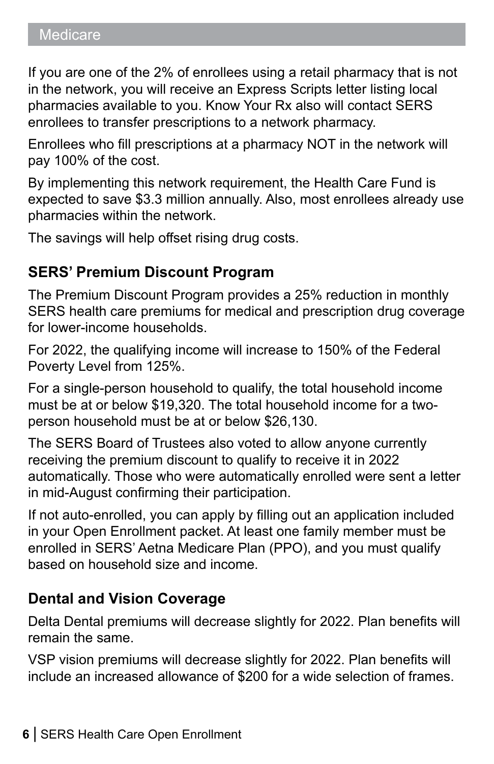If you are one of the 2% of enrollees using a retail pharmacy that is not in the network, you will receive an Express Scripts letter listing local pharmacies available to you. Know Your Rx also will contact SERS enrollees to transfer prescriptions to a network pharmacy.

Enrollees who fill prescriptions at a pharmacy NOT in the network will pay 100% of the cost.

By implementing this network requirement, the Health Care Fund is expected to save $3.3 million annually. Also, most enrollees already use pharmacies within the network.

The savings will help offset rising drug costs.

## SERS' Premium Discount Program

The Premium Discount Program provides a 25% reduction in monthly SERS health care premiums for medical and prescription drug coverage for lower-income households.

For 2022, the qualifying income will increase to 150% of the Federal Poverty Level from 125%.

For a single-person household to qualify, the total household income must be at or below $19,320. The total household income for a two-person household must be at or below $26,130.

The SERS Board of Trustees also voted to allow anyone currently receiving the premium discount to qualify to receive it in 2022 automatically. Those who were automatically enrolled were sent a letter in mid-August confirming their participation.

If not auto-enrolled, you can apply by filling out an application included in your Open Enrollment packet. At least one family member must be enrolled in SERS' Aetna Medicare Plan (PPO), and you must qualify based on household size and income.

## Dental and Vision Coverage

Delta Dental premiums will decrease slightly for 2022. Plan benefits will remain the same.

VSP vision premiums will decrease slightly for 2022. Plan benefits will include an increased allowance of $200 for a wide selection of frames.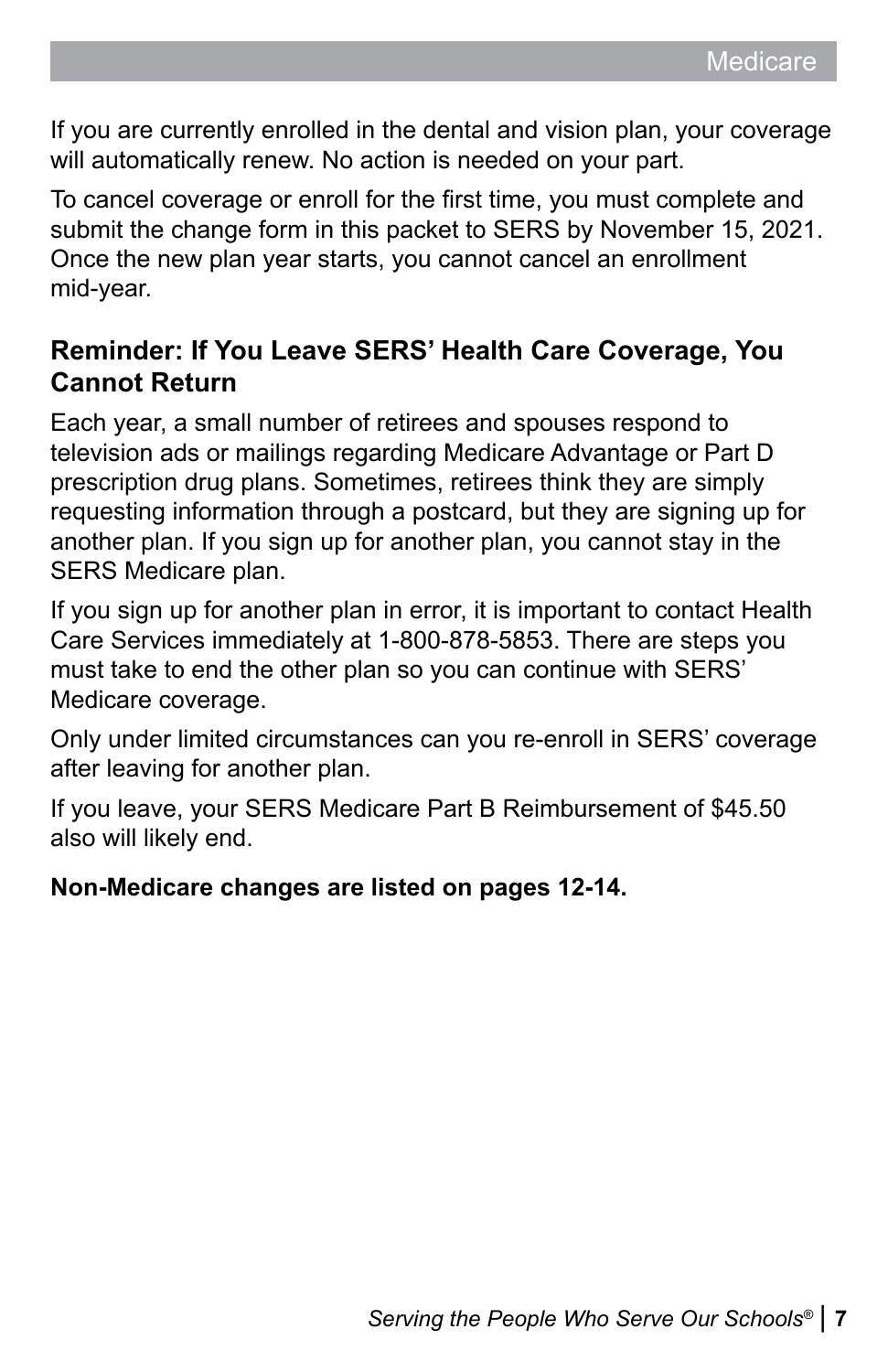If you are currently enrolled in the dental and vision plan, your coverage will automatically renew. No action is needed on your part.

To cancel coverage or enroll for the first time, you must complete and submit the change form in this packet to SERS by November 15, 2021. Once the new plan year starts, you cannot cancel an enrollment mid-year.

## Reminder: If You Leave SERS' Health Care Coverage, You Cannot Return

Each year, a small number of retirees and spouses respond to television ads or mailings regarding Medicare Advantage or Part D prescription drug plans. Sometimes, retirees think they are simply requesting information through a postcard, but they are signing up for another plan. If you sign up for another plan, you cannot stay in the SERS Medicare plan.

If you sign up for another plan in error, it is important to contact Health Care Services immediately at 1-800-878-5853. There are steps you must take to end the other plan so you can continue with SERS' Medicare coverage.

Only under limited circumstances can you re-enroll in SERS' coverage after leaving for another plan.

If you leave, your SERS Medicare Part B Reimbursement of $45.50 also will likely end.

**Non-Medicare changes are listed on pages 12-14.**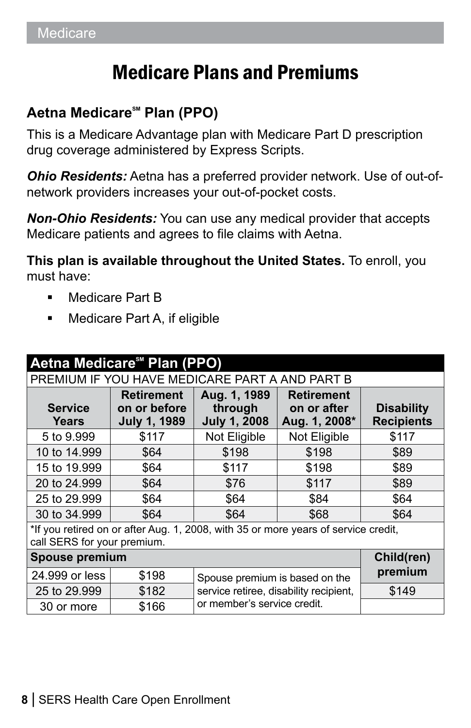# Medicare Plans and Premiums

## Aetna Medicare℠ Plan (PPO)

This is a Medicare Advantage plan with Medicare Part D prescription drug coverage administered by Express Scripts.

***Ohio Residents:*** Aetna has a preferred provider network. Use of out-of-network providers increases your out-of-pocket costs.

***Non-Ohio Residents:*** You can use any medical provider that accepts Medicare patients and agrees to file claims with Aetna.

**This plan is available throughout the United States.** To enroll, you must have:

- Medicare Part B
- Medicare Part A, if eligible

| **Aetna Medicare℠ Plan (PPO)** | | | | |
|---|---|---|---|---|
| PREMIUM IF YOU HAVE MEDICARE PART A AND PART B | | | | |
| **Service Years** | **Retirement on or before July 1, 1989** | **Aug. 1, 1989 through July 1, 2008** | **Retirement on or after Aug. 1, 2008*** | **Disability Recipients** |
| 5 to 9.999 | $117 | Not Eligible | Not Eligible | $117 |
| 10 to 14.999 | $64 | $198 | $198 | $89 |
| 15 to 19.999 | $64 | $117 | $198 | $89 |
| 20 to 24.999 | $64 | $76 | $117 | $89 |
| 25 to 29.999 | $64 | $64 | $84 | $64 |
| 30 to 34.999 | $64 | $64 | $68 | $64 |
| *If you retired on or after Aug. 1, 2008, with 35 or more years of service credit, call SERS for your premium. | | | | |
| **Spouse premium** | | | | **Child(ren) premium** |
| 24.999 or less | $198 | Spouse premium is based on the service retiree, disability recipient, or member's service credit. | | |
| 25 to 29.999 | $182 | | | $149 |
| 30 or more | $166 | | | |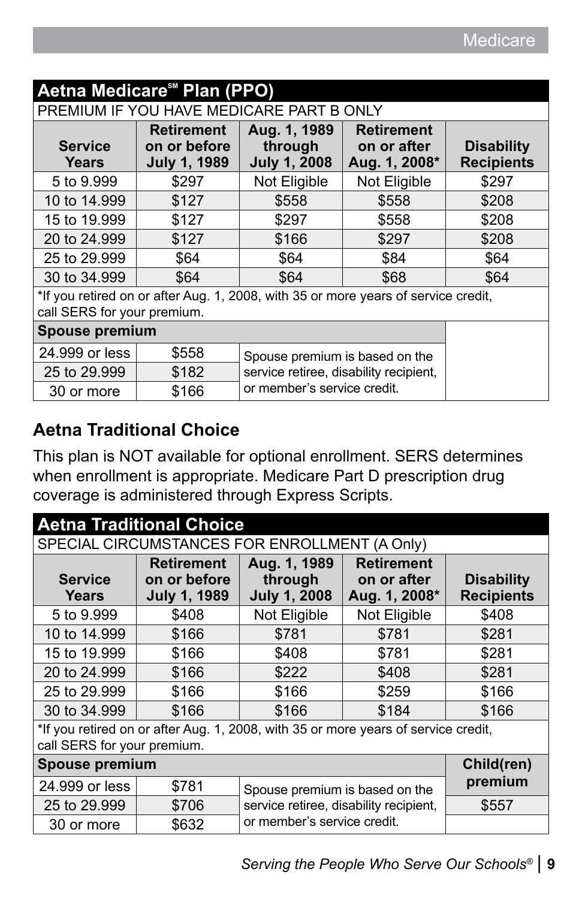## Aetna Medicare℠ Plan (PPO)

| PREMIUM IF YOU HAVE MEDICARE PART B ONLY | | | | |
|---|---|---|---|---|
| **Service Years** | **Retirement on or before July 1, 1989** | **Aug. 1, 1989 through July 1, 2008** | **Retirement on or after Aug. 1, 2008*** | **Disability Recipients** |
| 5 to 9.999 | $297 | Not Eligible | Not Eligible | $297 |
| 10 to 14.999 | $127 | $558 | $558 | $208 |
| 15 to 19.999 | $127 | $297 | $558 | $208 |
| 20 to 24.999 | $127 | $166 | $297 | $208 |
| 25 to 29.999 | $64 | $64 | $84 | $64 |
| 30 to 34.999 | $64 | $64 | $68 | $64 |

*If you retired on or after Aug. 1, 2008, with 35 or more years of service credit, call SERS for your premium.

| **Spouse premium** | | |
|---|---|---|
| 24.999 or less | $558 | Spouse premium is based on the service retiree, disability recipient, or member's service credit. |
| 25 to 29.999 | $182 | |
| 30 or more | $166 | |

## Aetna Traditional Choice

This plan is NOT available for optional enrollment. SERS determines when enrollment is appropriate. Medicare Part D prescription drug coverage is administered through Express Scripts.

## Aetna Traditional Choice

| SPECIAL CIRCUMSTANCES FOR ENROLLMENT (A Only) | | | | |
|---|---|---|---|---|
| **Service Years** | **Retirement on or before July 1, 1989** | **Aug. 1, 1989 through July 1, 2008** | **Retirement on or after Aug. 1, 2008*** | **Disability Recipients** |
| 5 to 9.999 | $408 | Not Eligible | Not Eligible | $408 |
| 10 to 14.999 | $166 | $781 | $781 | $281 |
| 15 to 19.999 | $166 | $408 | $781 | $281 |
| 20 to 24.999 | $166 | $222 | $408 | $281 |
| 25 to 29.999 | $166 | $166 | $259 | $166 |
| 30 to 34.999 | $166 | $166 | $184 | $166 |

*If you retired on or after Aug. 1, 2008, with 35 or more years of service credit, call SERS for your premium.

| **Spouse premium** | | | **Child(ren) premium** |
|---|---|---|---|
| 24.999 or less | $781 | Spouse premium is based on the service retiree, disability recipient, or member's service credit. | |
| 25 to 29.999 | $706 | | $557 |
| 30 or more | $632 | | |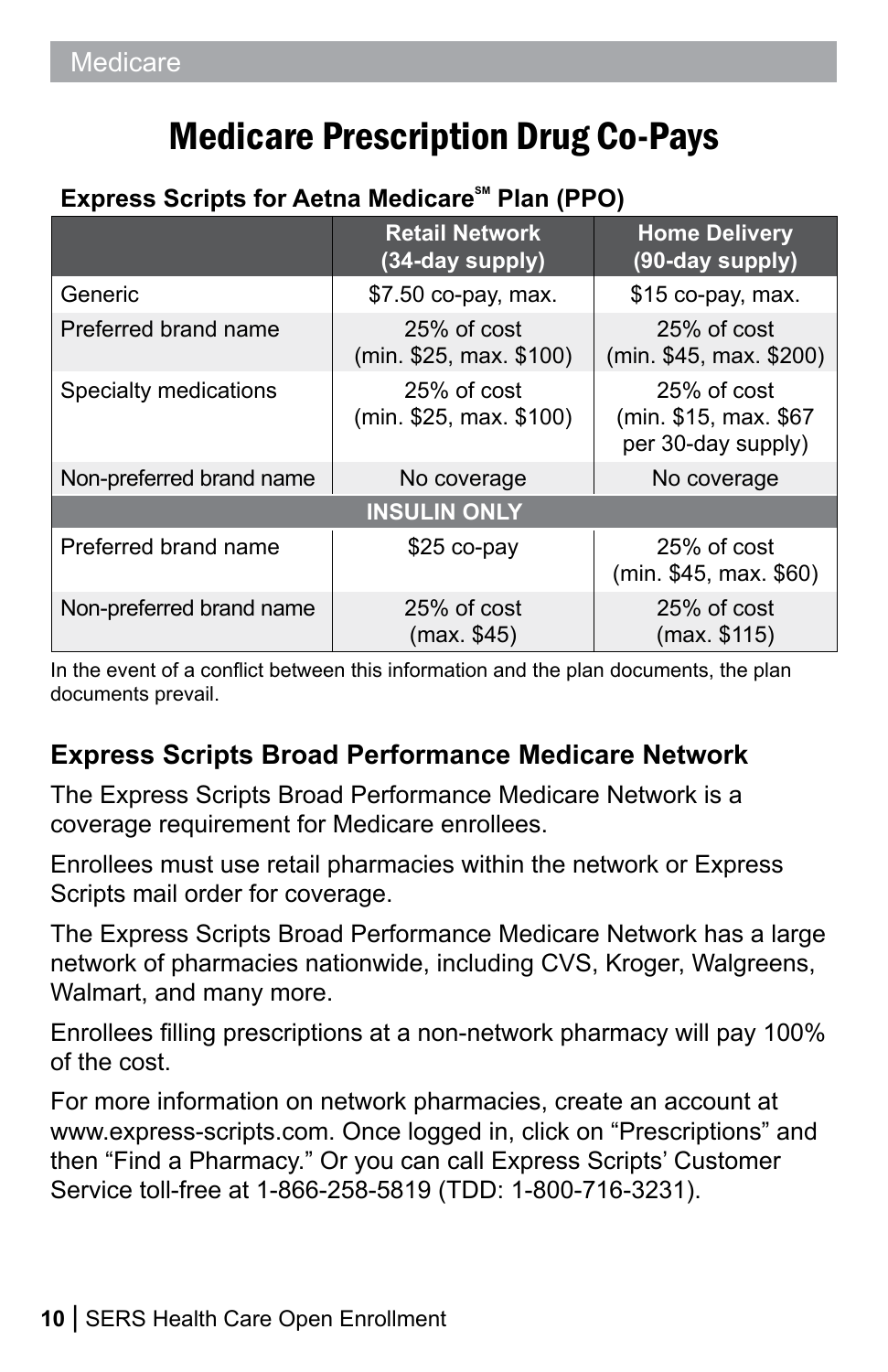# Medicare Prescription Drug Co-Pays

**Express Scripts for Aetna Medicare℠ Plan (PPO)**

| | Retail Network (34-day supply) | Home Delivery (90-day supply) |
|---|---|---|
| Generic | $7.50 co-pay, max. | $15 co-pay, max. |
| Preferred brand name | 25% of cost (min. $25, max. $100) | 25% of cost (min. $45, max. $200) |
| Specialty medications | 25% of cost (min. $25, max. $100) | 25% of cost (min. $15, max. $67 per 30-day supply) |
| Non-preferred brand name | No coverage | No coverage |
| **INSULIN ONLY** | | |
| Preferred brand name | $25 co-pay | 25% of cost (min. $45, max. $60) |
| Non-preferred brand name | 25% of cost (max. $45) | 25% of cost (max. $115) |

In the event of a conflict between this information and the plan documents, the plan documents prevail.

## Express Scripts Broad Performance Medicare Network

The Express Scripts Broad Performance Medicare Network is a coverage requirement for Medicare enrollees.

Enrollees must use retail pharmacies within the network or Express Scripts mail order for coverage.

The Express Scripts Broad Performance Medicare Network has a large network of pharmacies nationwide, including CVS, Kroger, Walgreens, Walmart, and many more.

Enrollees filling prescriptions at a non-network pharmacy will pay 100% of the cost.

For more information on network pharmacies, create an account at www.express-scripts.com. Once logged in, click on "Prescriptions" and then "Find a Pharmacy." Or you can call Express Scripts' Customer Service toll-free at 1-866-258-5819 (TDD: 1-800-716-3231).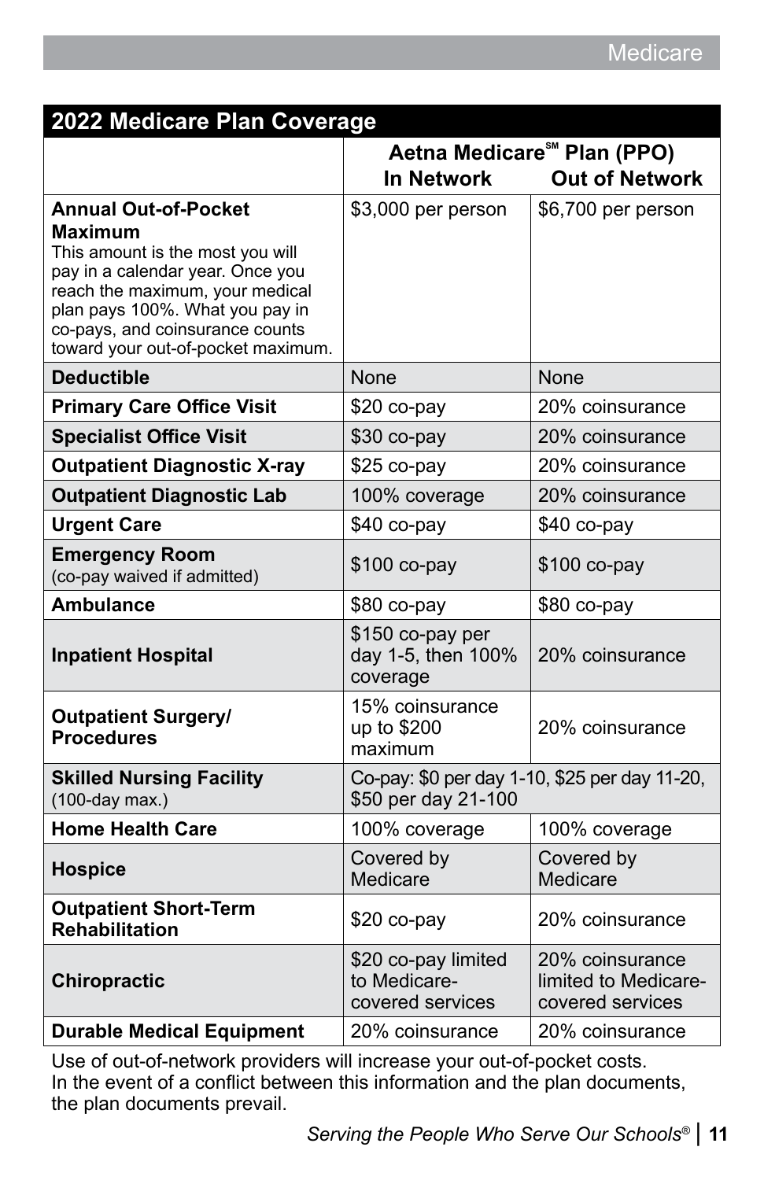## 2022 Medicare Plan Coverage

| | Aetna Medicare℠ Plan (PPO) In Network | Out of Network |
|---|---|---|
| **Annual Out-of-Pocket Maximum** This amount is the most you will pay in a calendar year. Once you reach the maximum, your medical plan pays 100%. What you pay in co-pays, and coinsurance counts toward your out-of-pocket maximum. | $3,000 per person | $6,700 per person |
| **Deductible** | None | None |
| **Primary Care Office Visit** | $20 co-pay | 20% coinsurance |
| **Specialist Office Visit** | $30 co-pay | 20% coinsurance |
| **Outpatient Diagnostic X-ray** | $25 co-pay | 20% coinsurance |
| **Outpatient Diagnostic Lab** | 100% coverage | 20% coinsurance |
| **Urgent Care** | $40 co-pay | $40 co-pay |
| **Emergency Room** (co-pay waived if admitted) | $100 co-pay | $100 co-pay |
| **Ambulance** | $80 co-pay | $80 co-pay |
| **Inpatient Hospital** | $150 co-pay per day 1-5, then 100% coverage | 20% coinsurance |
| **Outpatient Surgery/ Procedures** | 15% coinsurance up to $200 maximum | 20% coinsurance |
| **Skilled Nursing Facility** (100-day max.) | Co-pay: $0 per day 1-10, $25 per day 11-20, $50 per day 21-100 | |
| **Home Health Care** | 100% coverage | 100% coverage |
| **Hospice** | Covered by Medicare | Covered by Medicare |
| **Outpatient Short-Term Rehabilitation** | $20 co-pay | 20% coinsurance |
| **Chiropractic** | $20 co-pay limited to Medicare-covered services | 20% coinsurance limited to Medicare-covered services |
| **Durable Medical Equipment** | 20% coinsurance | 20% coinsurance |

Use of out-of-network providers will increase your out-of-pocket costs.
In the event of a conflict between this information and the plan documents, the plan documents prevail.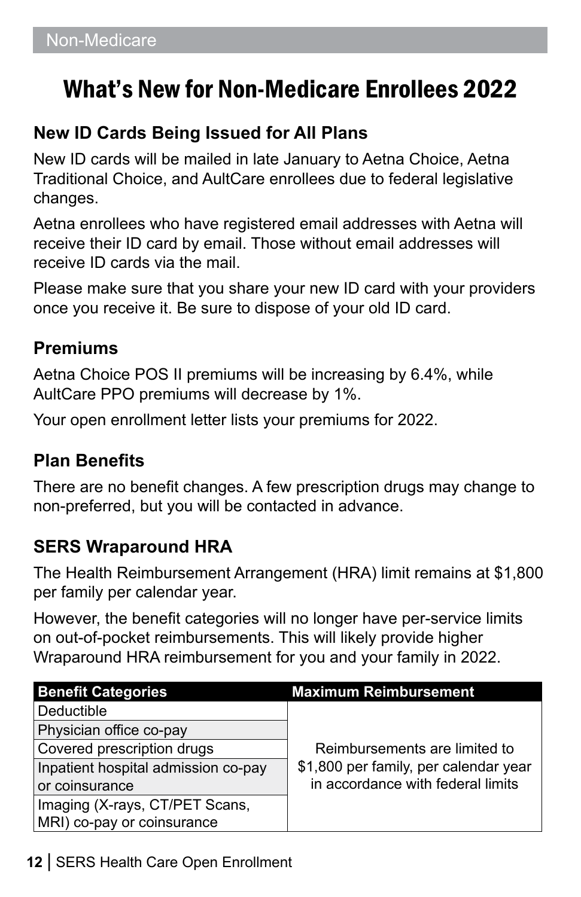# What's New for Non-Medicare Enrollees 2022

## New ID Cards Being Issued for All Plans

New ID cards will be mailed in late January to Aetna Choice, Aetna Traditional Choice, and AultCare enrollees due to federal legislative changes.

Aetna enrollees who have registered email addresses with Aetna will receive their ID card by email. Those without email addresses will receive ID cards via the mail.

Please make sure that you share your new ID card with your providers once you receive it. Be sure to dispose of your old ID card.

## Premiums

Aetna Choice POS II premiums will be increasing by 6.4%, while AultCare PPO premiums will decrease by 1%.

Your open enrollment letter lists your premiums for 2022.

## Plan Benefits

There are no benefit changes. A few prescription drugs may change to non-preferred, but you will be contacted in advance.

## SERS Wraparound HRA

The Health Reimbursement Arrangement (HRA) limit remains at $1,800 per family per calendar year.

However, the benefit categories will no longer have per-service limits on out-of-pocket reimbursements. This will likely provide higher Wraparound HRA reimbursement for you and your family in 2022.

| Benefit Categories | Maximum Reimbursement |
|---|---|
| Deductible | Reimbursements are limited to $1,800 per family, per calendar year in accordance with federal limits |
| Physician office co-pay | |
| Covered prescription drugs | |
| Inpatient hospital admission co-pay or coinsurance | |
| Imaging (X-rays, CT/PET Scans, MRI) co-pay or coinsurance | |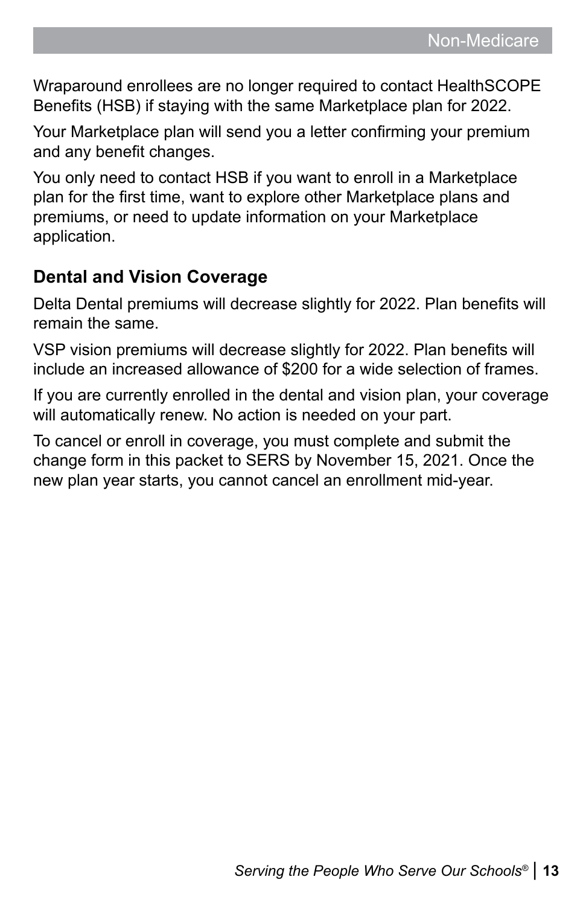Wraparound enrollees are no longer required to contact HealthSCOPE Benefits (HSB) if staying with the same Marketplace plan for 2022.

Your Marketplace plan will send you a letter confirming your premium and any benefit changes.

You only need to contact HSB if you want to enroll in a Marketplace plan for the first time, want to explore other Marketplace plans and premiums, or need to update information on your Marketplace application.

### Dental and Vision Coverage

Delta Dental premiums will decrease slightly for 2022. Plan benefits will remain the same.

VSP vision premiums will decrease slightly for 2022. Plan benefits will include an increased allowance of $200 for a wide selection of frames.

If you are currently enrolled in the dental and vision plan, your coverage will automatically renew. No action is needed on your part.

To cancel or enroll in coverage, you must complete and submit the change form in this packet to SERS by November 15, 2021. Once the new plan year starts, you cannot cancel an enrollment mid-year.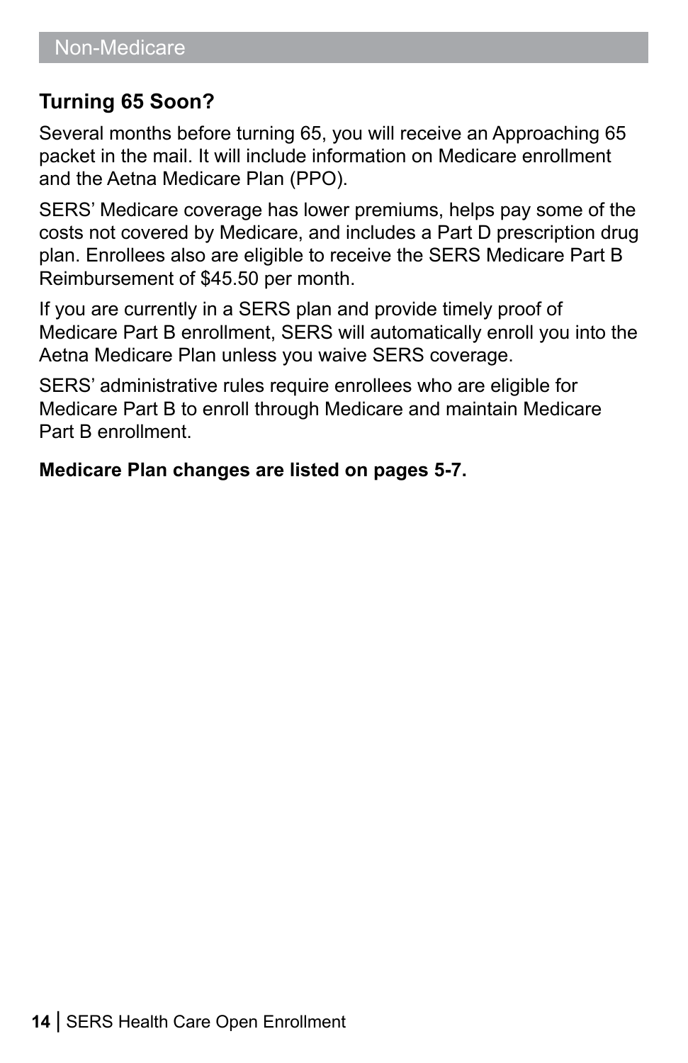## Turning 65 Soon?

Several months before turning 65, you will receive an Approaching 65 packet in the mail. It will include information on Medicare enrollment and the Aetna Medicare Plan (PPO).

SERS' Medicare coverage has lower premiums, helps pay some of the costs not covered by Medicare, and includes a Part D prescription drug plan. Enrollees also are eligible to receive the SERS Medicare Part B Reimbursement of $45.50 per month.

If you are currently in a SERS plan and provide timely proof of Medicare Part B enrollment, SERS will automatically enroll you into the Aetna Medicare Plan unless you waive SERS coverage.

SERS' administrative rules require enrollees who are eligible for Medicare Part B to enroll through Medicare and maintain Medicare Part B enrollment.

**Medicare Plan changes are listed on pages 5-7.**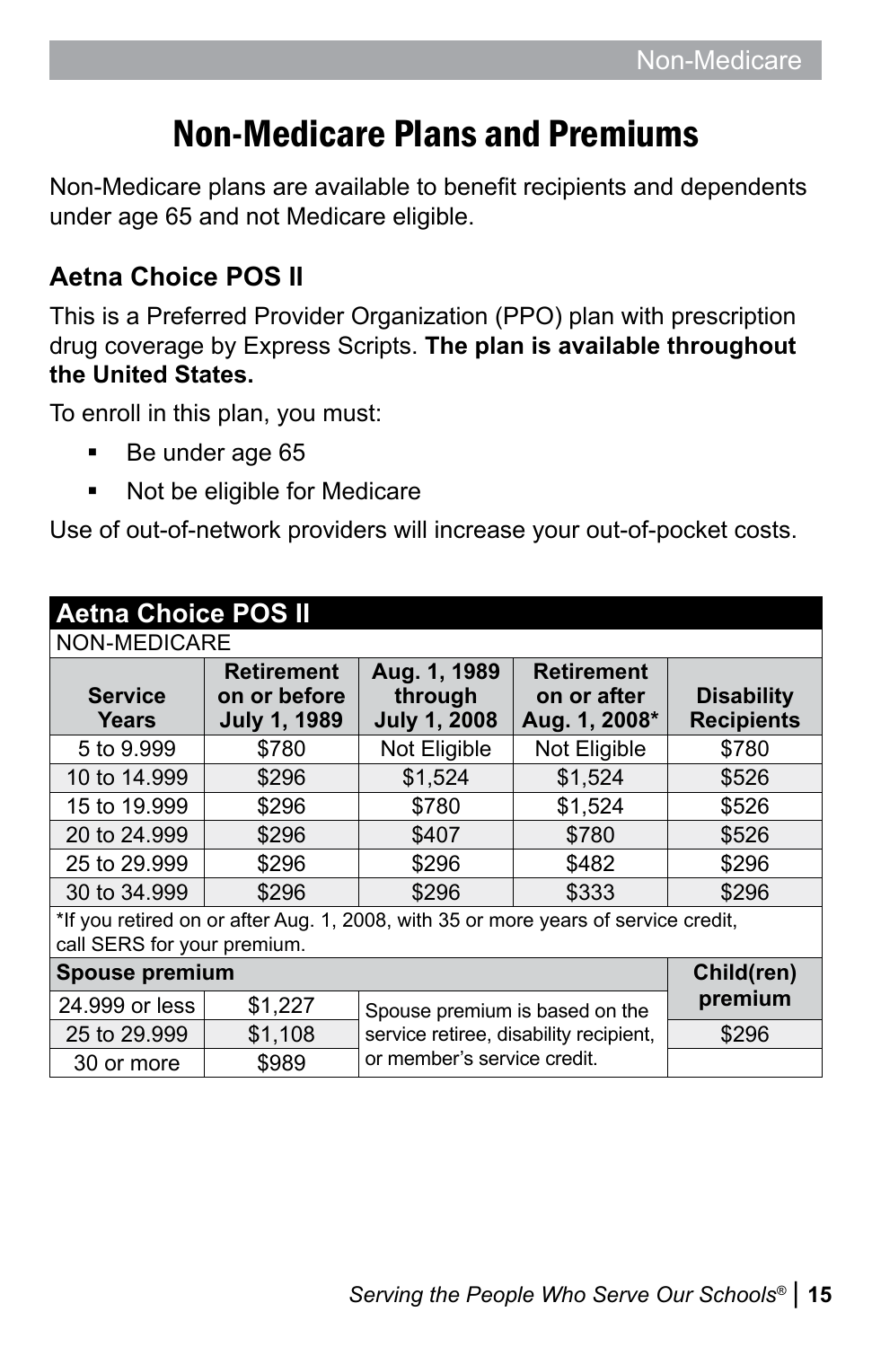# Non-Medicare Plans and Premiums

Non-Medicare plans are available to benefit recipients and dependents under age 65 and not Medicare eligible.

### Aetna Choice POS II

This is a Preferred Provider Organization (PPO) plan with prescription drug coverage by Express Scripts. **The plan is available throughout the United States.**

To enroll in this plan, you must:

- Be under age 65
- Not be eligible for Medicare

Use of out-of-network providers will increase your out-of-pocket costs.

| **Aetna Choice POS II** | | | | |
|---|---|---|---|---|
| NON-MEDICARE | | | | |
| **Service Years** | **Retirement on or before July 1, 1989** | **Aug. 1, 1989 through July 1, 2008** | **Retirement on or after Aug. 1, 2008*** | **Disability Recipients** |
| 5 to 9.999 | $780 | Not Eligible | Not Eligible | $780 |
| 10 to 14.999 | $296 | $1,524 | $1,524 | $526 |
| 15 to 19.999 | $296 | $780 | $1,524 | $526 |
| 20 to 24.999 | $296 | $407 | $780 | $526 |
| 25 to 29.999 | $296 | $296 | $482 | $296 |
| 30 to 34.999 | $296 | $296 | $333 | $296 |
| *If you retired on or after Aug. 1, 2008, with 35 or more years of service credit, call SERS for your premium. | | | | |
| **Spouse premium** | | | | **Child(ren) premium** |
| 24.999 or less | $1,227 | Spouse premium is based on the service retiree, disability recipient, or member's service credit. | | |
| 25 to 29.999 | $1,108 | | | $296 |
| 30 or more | $989 | | | |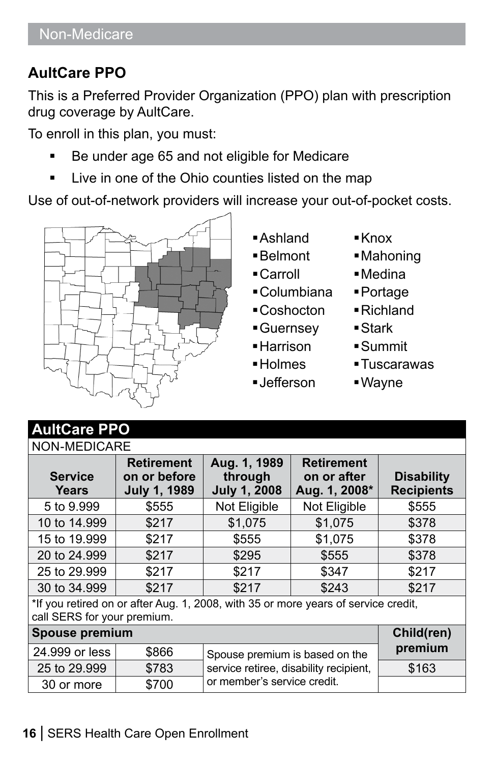## AultCare PPO

This is a Preferred Provider Organization (PPO) plan with prescription drug coverage by AultCare.

To enroll in this plan, you must:

- Be under age 65 and not eligible for Medicare
- Live in one of the Ohio counties listed on the map

Use of out-of-network providers will increase your out-of-pocket costs.

- Ashland
- Belmont
- Carroll
- Columbiana
- Coshocton
- Guernsey
- Harrison
- Holmes
- Jefferson
- Knox
- Mahoning
- Medina
- Portage
- Richland
- Stark
- Summit
- Tuscarawas
- Wayne

**AultCare PPO**

NON-MEDICARE

| Service Years | Retirement on or before July 1, 1989 | Aug. 1, 1989 through July 1, 2008 | Retirement on or after Aug. 1, 2008* | Disability Recipients |
|---|---|---|---|---|
| 5 to 9.999 | $555 | Not Eligible | Not Eligible | $555 |
| 10 to 14.999 | $217 | $1,075 | $1,075 | $378 |
| 15 to 19.999 | $217 | $555 | $1,075 | $378 |
| 20 to 24.999 | $217 | $295 | $555 | $378 |
| 25 to 29.999 | $217 | $217 | $347 | $217 |
| 30 to 34.999 | $217 | $217 | $243 | $217 |

*If you retired on or after Aug. 1, 2008, with 35 or more years of service credit, call SERS for your premium.

| Spouse premium | | | Child(ren) premium |
|---|---|---|---|
| 24.999 or less | $866 | Spouse premium is based on the service retiree, disability recipient, or member's service credit. | $163 |
| 25 to 29.999 | $783 | | |
| 30 or more | $700 | | |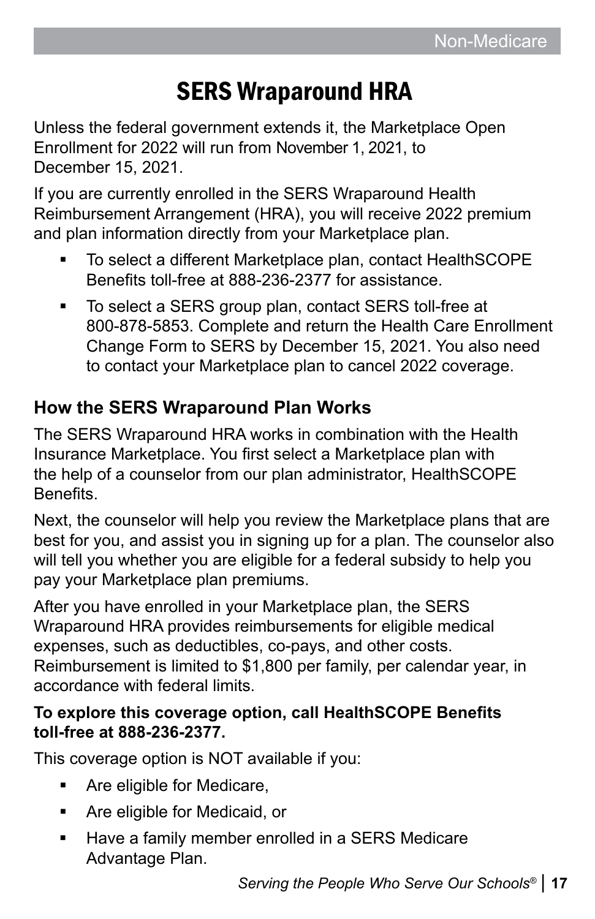# SERS Wraparound HRA

Unless the federal government extends it, the Marketplace Open Enrollment for 2022 will run from November 1, 2021, to December 15, 2021.

If you are currently enrolled in the SERS Wraparound Health Reimbursement Arrangement (HRA), you will receive 2022 premium and plan information directly from your Marketplace plan.

- To select a different Marketplace plan, contact HealthSCOPE Benefits toll-free at 888-236-2377 for assistance.
- To select a SERS group plan, contact SERS toll-free at 800-878-5853. Complete and return the Health Care Enrollment Change Form to SERS by December 15, 2021. You also need to contact your Marketplace plan to cancel 2022 coverage.

## How the SERS Wraparound Plan Works

The SERS Wraparound HRA works in combination with the Health Insurance Marketplace. You first select a Marketplace plan with the help of a counselor from our plan administrator, HealthSCOPE Benefits.

Next, the counselor will help you review the Marketplace plans that are best for you, and assist you in signing up for a plan. The counselor also will tell you whether you are eligible for a federal subsidy to help you pay your Marketplace plan premiums.

After you have enrolled in your Marketplace plan, the SERS Wraparound HRA provides reimbursements for eligible medical expenses, such as deductibles, co-pays, and other costs. Reimbursement is limited to $1,800 per family, per calendar year, in accordance with federal limits.

**To explore this coverage option, call HealthSCOPE Benefits toll-free at 888-236-2377.**

This coverage option is NOT available if you:

- Are eligible for Medicare,
- Are eligible for Medicaid, or
- Have a family member enrolled in a SERS Medicare Advantage Plan.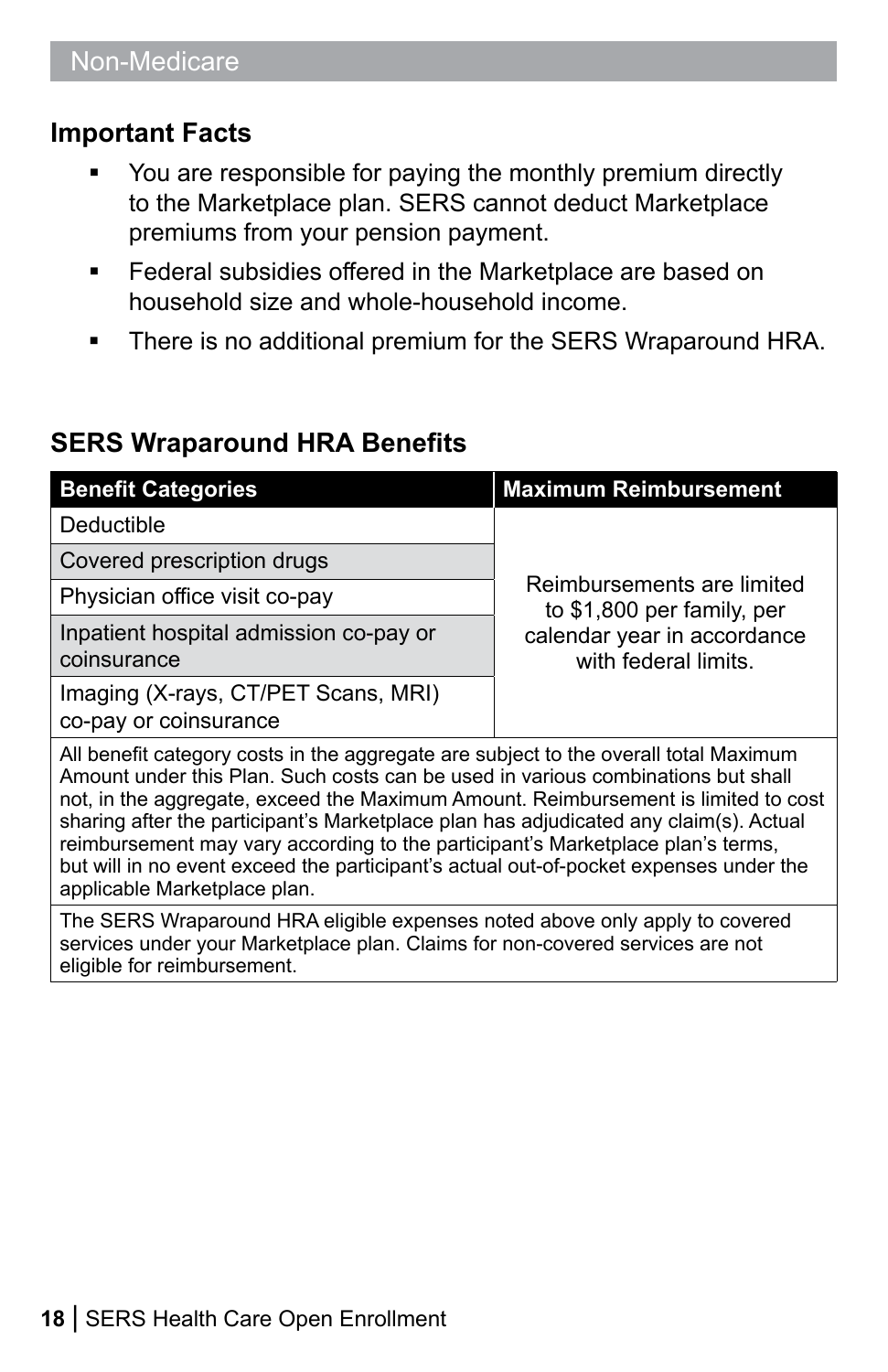Non-Medicare

## Important Facts

- You are responsible for paying the monthly premium directly to the Marketplace plan. SERS cannot deduct Marketplace premiums from your pension payment.
- Federal subsidies offered in the Marketplace are based on household size and whole-household income.
- There is no additional premium for the SERS Wraparound HRA.

## SERS Wraparound HRA Benefits

| Benefit Categories | Maximum Reimbursement |
| --- | --- |
| Deductible | Reimbursements are limited to $1,800 per family, per calendar year in accordance with federal limits. |
| Covered prescription drugs | |
| Physician office visit co-pay | |
| Inpatient hospital admission co-pay or coinsurance | |
| Imaging (X-rays, CT/PET Scans, MRI) co-pay or coinsurance | |
| All benefit category costs in the aggregate are subject to the overall total Maximum Amount under this Plan. Such costs can be used in various combinations but shall not, in the aggregate, exceed the Maximum Amount. Reimbursement is limited to cost sharing after the participant's Marketplace plan has adjudicated any claim(s). Actual reimbursement may vary according to the participant's Marketplace plan's terms, but will in no event exceed the participant's actual out-of-pocket expenses under the applicable Marketplace plan. | |
| The SERS Wraparound HRA eligible expenses noted above only apply to covered services under your Marketplace plan. Claims for non-covered services are not eligible for reimbursement. | |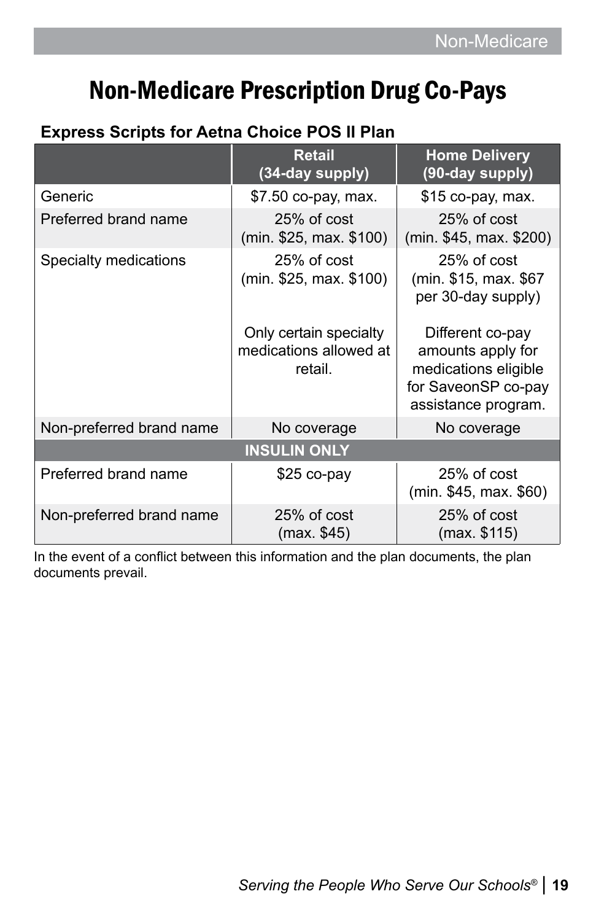# Non-Medicare Prescription Drug Co-Pays

### Express Scripts for Aetna Choice POS II Plan

| | Retail (34-day supply) | Home Delivery (90-day supply) |
|---|---|---|
| Generic | $7.50 co-pay, max. | $15 co-pay, max. |
| Preferred brand name | 25% of cost (min. $25, max. $100) | 25% of cost (min. $45, max. $200) |
| Specialty medications | 25% of cost (min. $25, max. $100)<br><br>Only certain specialty medications allowed at retail. | 25% of cost (min. $15, max. $67 per 30-day supply)<br><br>Different co-pay amounts apply for medications eligible for SaveonSP co-pay assistance program. |
| Non-preferred brand name | No coverage | No coverage |
| **INSULIN ONLY** | | |
| Preferred brand name | $25 co-pay | 25% of cost (min. $45, max. $60) |
| Non-preferred brand name | 25% of cost (max. $45) | 25% of cost (max. $115) |

In the event of a conflict between this information and the plan documents, the plan documents prevail.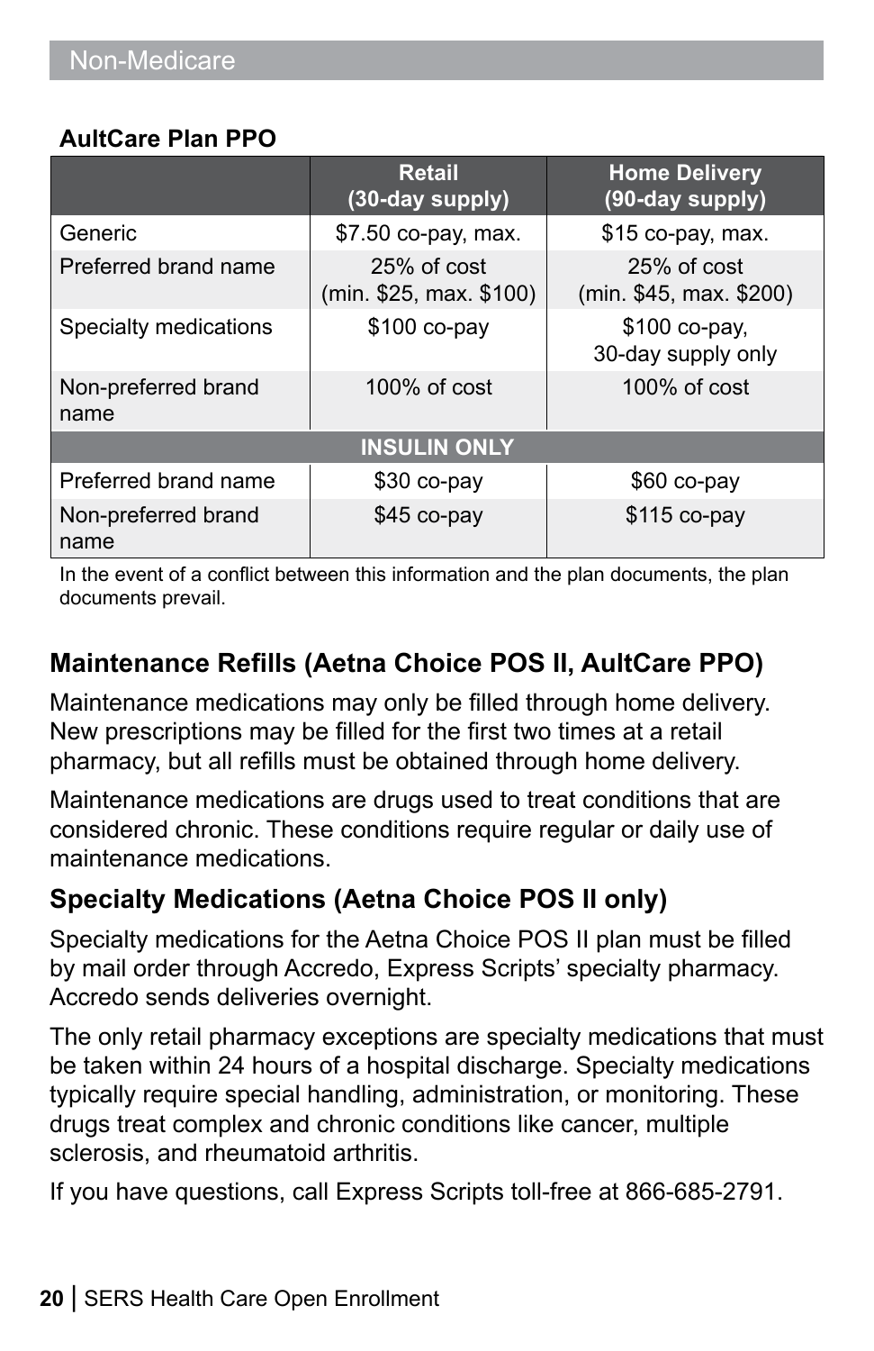Non-Medicare

**AultCare Plan PPO**

| | Retail (30-day supply) | Home Delivery (90-day supply) |
|---|---|---|
| Generic | $7.50 co-pay, max. | $15 co-pay, max. |
| Preferred brand name | 25% of cost (min. $25, max. $100) | 25% of cost (min. $45, max. $200) |
| Specialty medications | $100 co-pay | $100 co-pay, 30-day supply only |
| Non-preferred brand name | 100% of cost | 100% of cost |
| **INSULIN ONLY** | | |
| Preferred brand name | $30 co-pay | $60 co-pay |
| Non-preferred brand name | $45 co-pay | $115 co-pay |

In the event of a conflict between this information and the plan documents, the plan documents prevail.

## Maintenance Refills (Aetna Choice POS II, AultCare PPO)

Maintenance medications may only be filled through home delivery. New prescriptions may be filled for the first two times at a retail pharmacy, but all refills must be obtained through home delivery.

Maintenance medications are drugs used to treat conditions that are considered chronic. These conditions require regular or daily use of maintenance medications.

## Specialty Medications (Aetna Choice POS II only)

Specialty medications for the Aetna Choice POS II plan must be filled by mail order through Accredo, Express Scripts' specialty pharmacy. Accredo sends deliveries overnight.

The only retail pharmacy exceptions are specialty medications that must be taken within 24 hours of a hospital discharge. Specialty medications typically require special handling, administration, or monitoring. These drugs treat complex and chronic conditions like cancer, multiple sclerosis, and rheumatoid arthritis.

If you have questions, call Express Scripts toll-free at 866-685-2791.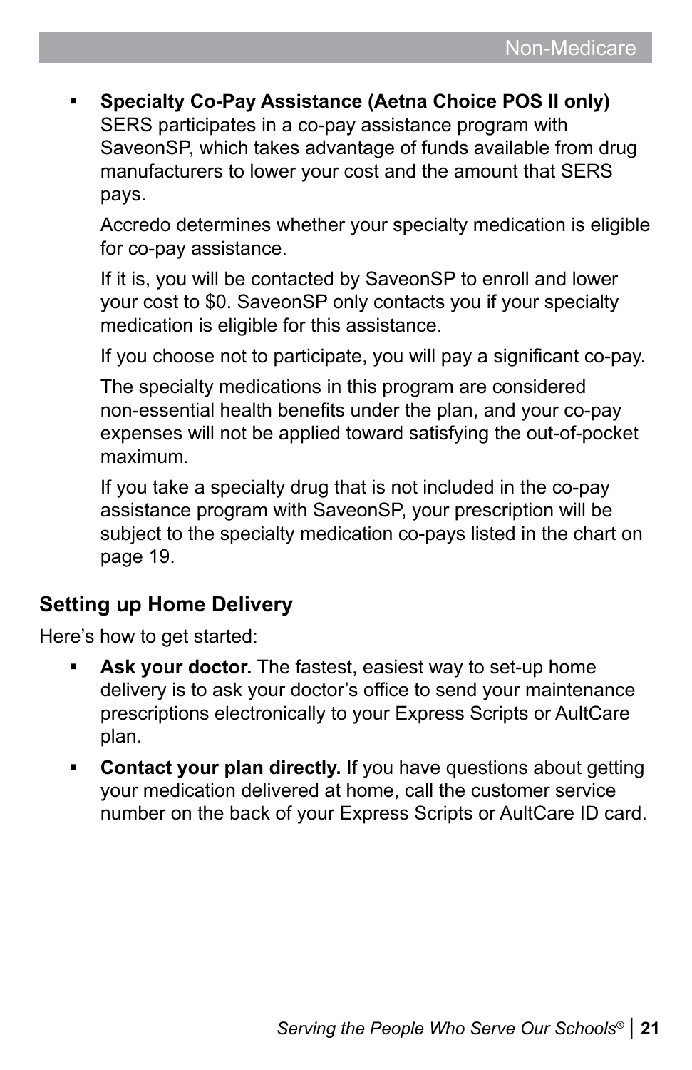- **Specialty Co-Pay Assistance (Aetna Choice POS II only)** SERS participates in a co-pay assistance program with SaveonSP, which takes advantage of funds available from drug manufacturers to lower your cost and the amount that SERS pays.

  Accredo determines whether your specialty medication is eligible for co-pay assistance.

  If it is, you will be contacted by SaveonSP to enroll and lower your cost to $0. SaveonSP only contacts you if your specialty medication is eligible for this assistance.

  If you choose not to participate, you will pay a significant co-pay.

  The specialty medications in this program are considered non-essential health benefits under the plan, and your co-pay expenses will not be applied toward satisfying the out-of-pocket maximum.

  If you take a specialty drug that is not included in the co-pay assistance program with SaveonSP, your prescription will be subject to the specialty medication co-pays listed in the chart on page 19.

## Setting up Home Delivery

Here's how to get started:

- **Ask your doctor.** The fastest, easiest way to set-up home delivery is to ask your doctor's office to send your maintenance prescriptions electronically to your Express Scripts or AultCare plan.
- **Contact your plan directly.** If you have questions about getting your medication delivered at home, call the customer service number on the back of your Express Scripts or AultCare ID card.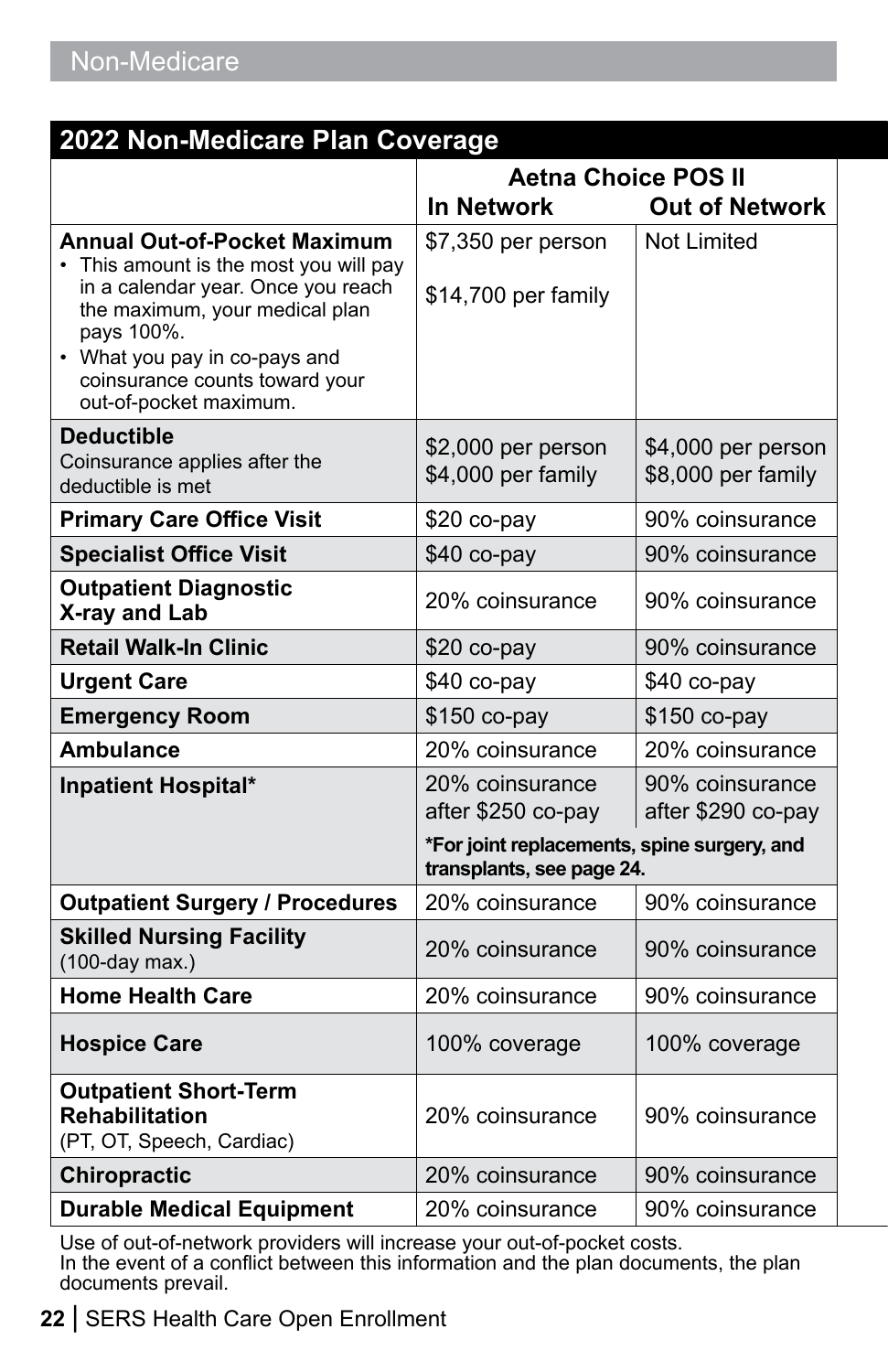## 2022 Non-Medicare Plan Coverage

| | Aetna Choice POS II | |
|---|---|---|
| | **In Network** | **Out of Network** |
| **Annual Out-of-Pocket Maximum**<br>• This amount is the most you will pay in a calendar year. Once you reach the maximum, your medical plan pays 100%.<br>• What you pay in co-pays and coinsurance counts toward your out-of-pocket maximum. | $7,350 per person<br>$14,700 per family | Not Limited |
| **Deductible**<br>Coinsurance applies after the deductible is met | $2,000 per person<br>$4,000 per family | $4,000 per person<br>$8,000 per family |
| **Primary Care Office Visit** | $20 co-pay | 90% coinsurance |
| **Specialist Office Visit** | $40 co-pay | 90% coinsurance |
| **Outpatient Diagnostic X-ray and Lab** | 20% coinsurance | 90% coinsurance |
| **Retail Walk-In Clinic** | $20 co-pay | 90% coinsurance |
| **Urgent Care** | $40 co-pay | $40 co-pay |
| **Emergency Room** | $150 co-pay | $150 co-pay |
| **Ambulance** | 20% coinsurance | 20% coinsurance |
| **Inpatient Hospital*** | 20% coinsurance after $250 co-pay<br>**\*For joint replacements, spine surgery, and transplants, see page 24.** | 90% coinsurance after $290 co-pay |
| **Outpatient Surgery / Procedures** | 20% coinsurance | 90% coinsurance |
| **Skilled Nursing Facility**<br>(100-day max.) | 20% coinsurance | 90% coinsurance |
| **Home Health Care** | 20% coinsurance | 90% coinsurance |
| **Hospice Care** | 100% coverage | 100% coverage |
| **Outpatient Short-Term Rehabilitation**<br>(PT, OT, Speech, Cardiac) | 20% coinsurance | 90% coinsurance |
| **Chiropractic** | 20% coinsurance | 90% coinsurance |
| **Durable Medical Equipment** | 20% coinsurance | 90% coinsurance |

Use of out-of-network providers will increase your out-of-pocket costs.
In the event of a conflict between this information and the plan documents, the plan documents prevail.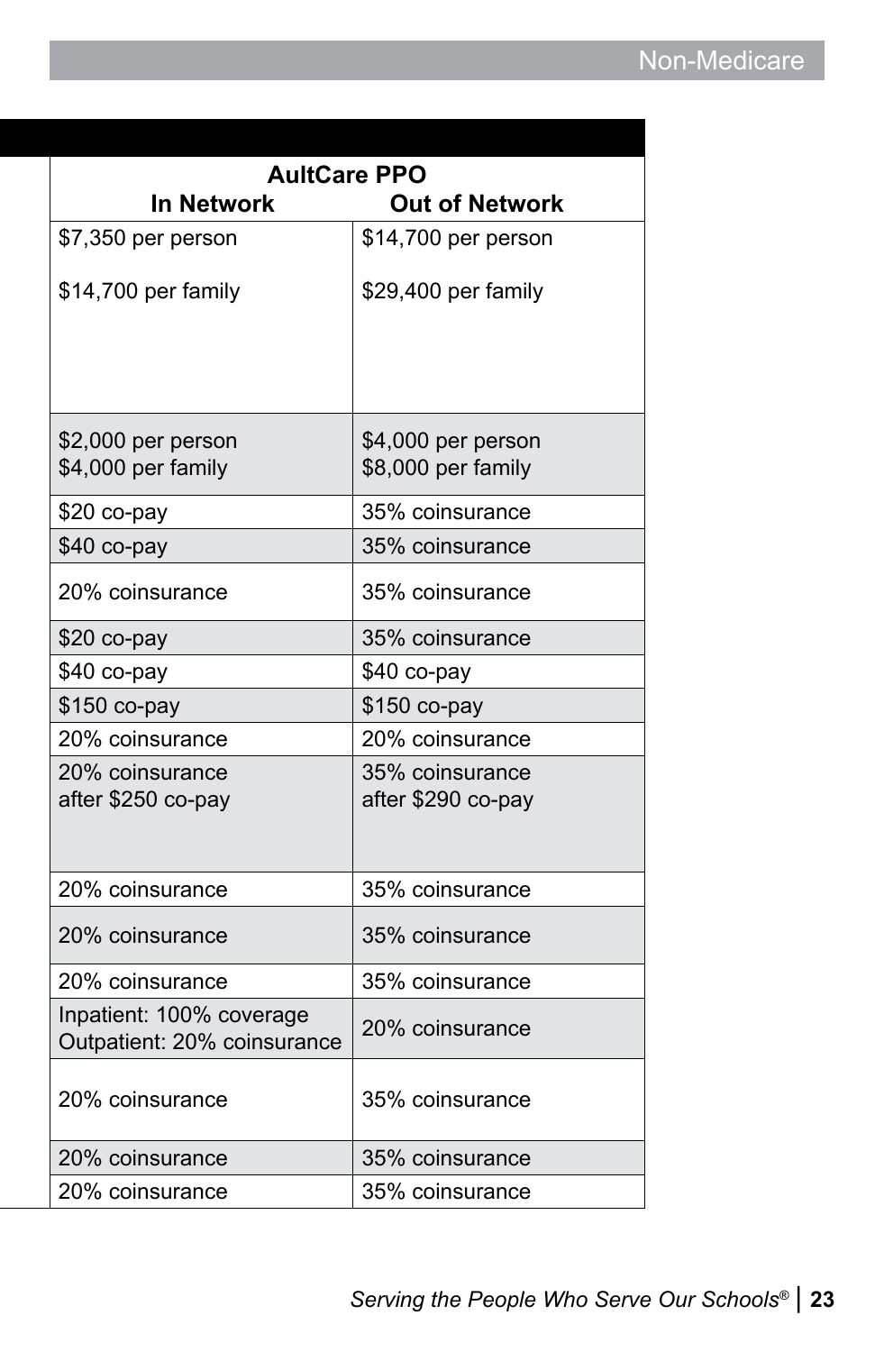| AultCare PPO | |
|---|---|
| In Network | Out of Network |
| $7,350 per person<br><br>$14,700 per family | $14,700 per person<br><br>$29,400 per family |
| $2,000 per person<br>$4,000 per family | $4,000 per person<br>$8,000 per family |
| $20 co-pay | 35% coinsurance |
| $40 co-pay | 35% coinsurance |
| 20% coinsurance | 35% coinsurance |
| $20 co-pay | 35% coinsurance |
| $40 co-pay | $40 co-pay |
| $150 co-pay | $150 co-pay |
| 20% coinsurance | 20% coinsurance |
| 20% coinsurance<br>after $250 co-pay | 35% coinsurance<br>after $290 co-pay |
| 20% coinsurance | 35% coinsurance |
| 20% coinsurance | 35% coinsurance |
| 20% coinsurance | 35% coinsurance |
| Inpatient: 100% coverage<br>Outpatient: 20% coinsurance | 20% coinsurance |
| 20% coinsurance | 35% coinsurance |
| 20% coinsurance | 35% coinsurance |
| 20% coinsurance | 35% coinsurance |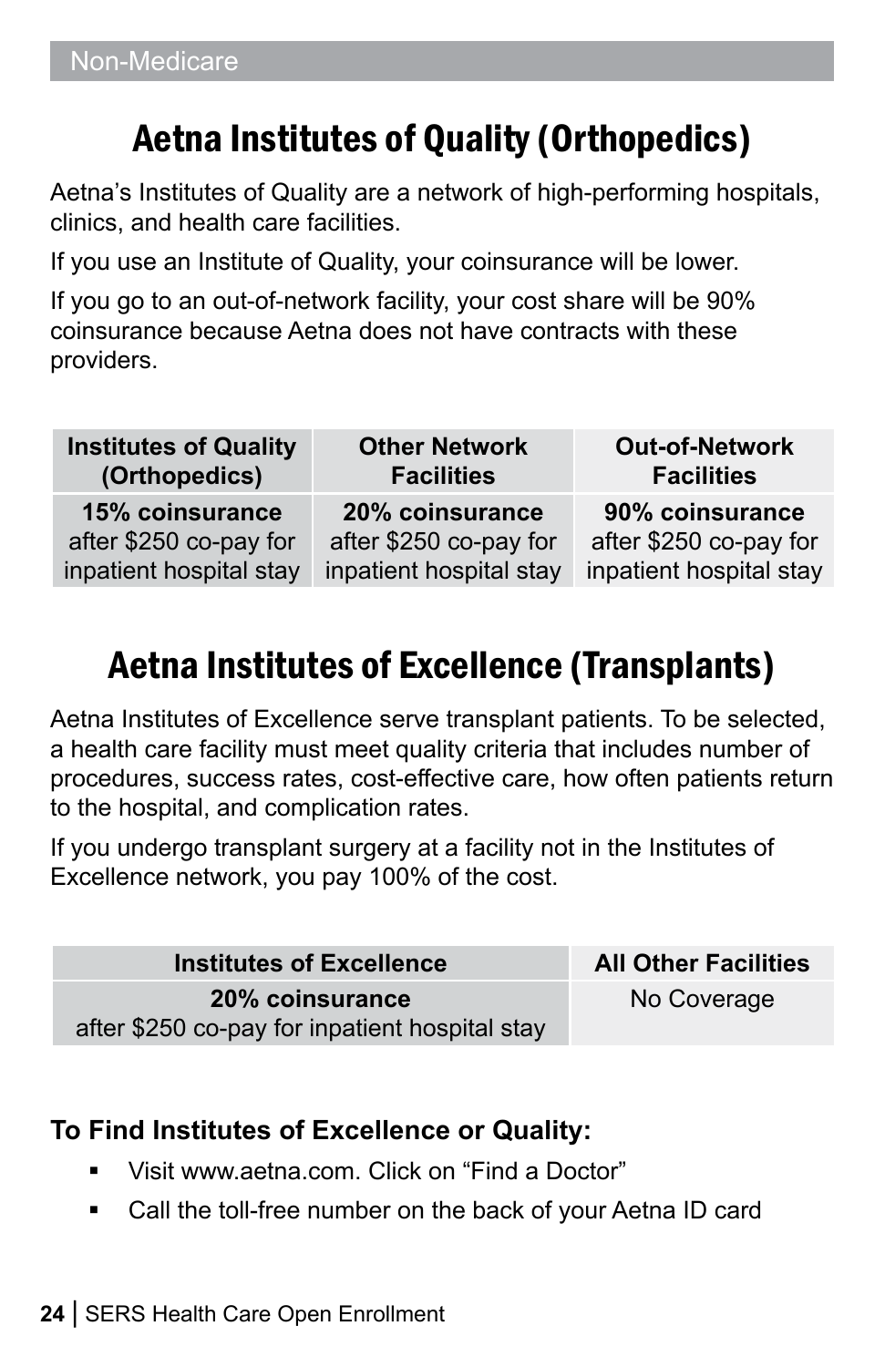# Aetna Institutes of Quality (Orthopedics)

Aetna's Institutes of Quality are a network of high-performing hospitals, clinics, and health care facilities.

If you use an Institute of Quality, your coinsurance will be lower.

If you go to an out-of-network facility, your cost share will be 90% coinsurance because Aetna does not have contracts with these providers.

| Institutes of Quality (Orthopedics) | Other Network Facilities | Out-of-Network Facilities |
|---|---|---|
| **15% coinsurance** after $250 co-pay for inpatient hospital stay | **20% coinsurance** after $250 co-pay for inpatient hospital stay | **90% coinsurance** after $250 co-pay for inpatient hospital stay |

# Aetna Institutes of Excellence (Transplants)

Aetna Institutes of Excellence serve transplant patients. To be selected, a health care facility must meet quality criteria that includes number of procedures, success rates, cost-effective care, how often patients return to the hospital, and complication rates.

If you undergo transplant surgery at a facility not in the Institutes of Excellence network, you pay 100% of the cost.

| Institutes of Excellence | All Other Facilities |
|---|---|
| **20% coinsurance** after $250 co-pay for inpatient hospital stay | No Coverage |

**To Find Institutes of Excellence or Quality:**

- Visit www.aetna.com. Click on "Find a Doctor"
- Call the toll-free number on the back of your Aetna ID card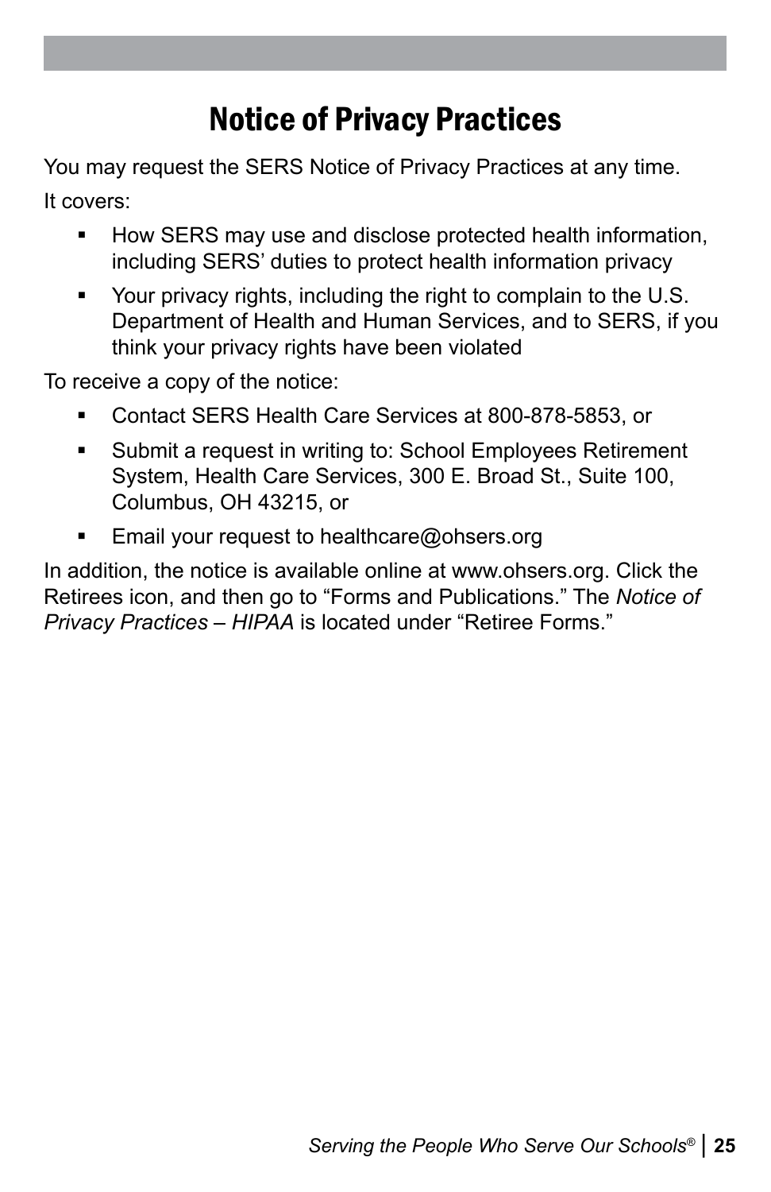# Notice of Privacy Practices

You may request the SERS Notice of Privacy Practices at any time.

It covers:

- How SERS may use and disclose protected health information, including SERS' duties to protect health information privacy
- Your privacy rights, including the right to complain to the U.S. Department of Health and Human Services, and to SERS, if you think your privacy rights have been violated

To receive a copy of the notice:

- Contact SERS Health Care Services at 800-878-5853, or
- Submit a request in writing to: School Employees Retirement System, Health Care Services, 300 E. Broad St., Suite 100, Columbus, OH 43215, or
- Email your request to healthcare@ohsers.org

In addition, the notice is available online at www.ohsers.org. Click the Retirees icon, and then go to "Forms and Publications." The *Notice of Privacy Practices – HIPAA* is located under "Retiree Forms."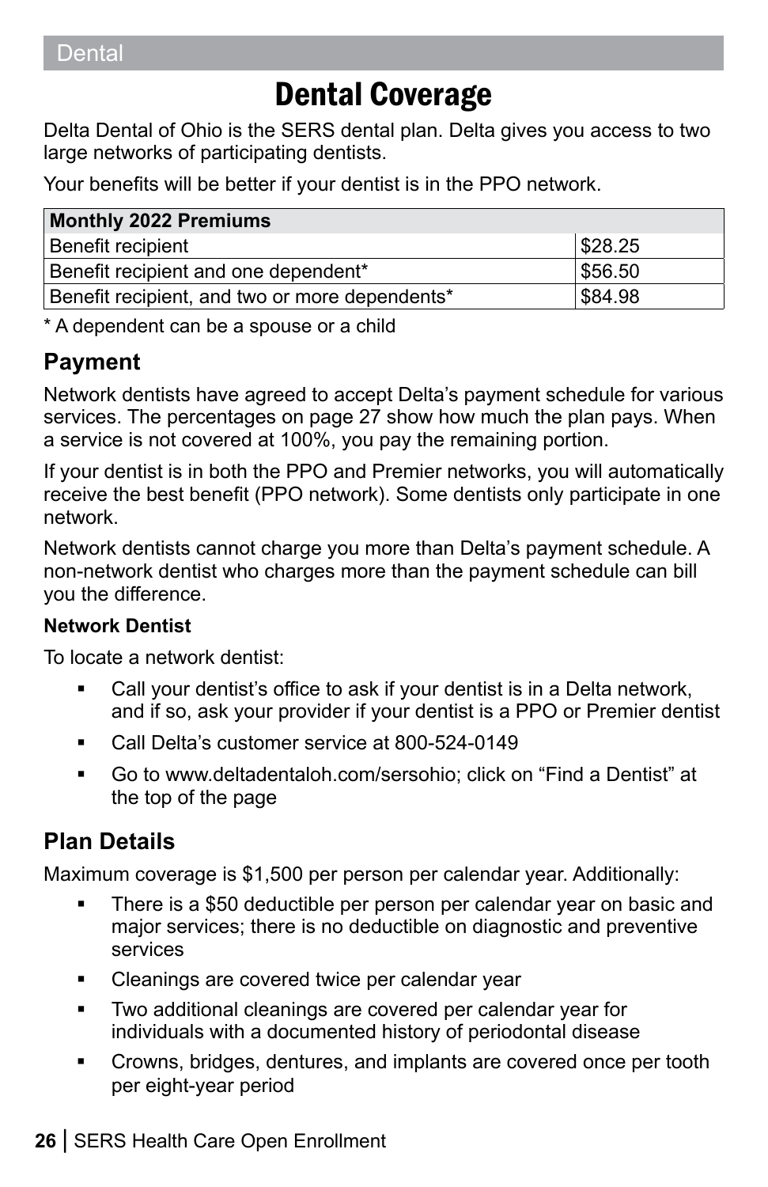# Dental Coverage

Delta Dental of Ohio is the SERS dental plan. Delta gives you access to two large networks of participating dentists.

Your benefits will be better if your dentist is in the PPO network.

| Monthly 2022 Premiums | |
|---|---|
| Benefit recipient | $28.25 |
| Benefit recipient and one dependent* | $56.50 |
| Benefit recipient, and two or more dependents* | $84.98 |

* A dependent can be a spouse or a child

## Payment

Network dentists have agreed to accept Delta's payment schedule for various services. The percentages on page 27 show how much the plan pays. When a service is not covered at 100%, you pay the remaining portion.

If your dentist is in both the PPO and Premier networks, you will automatically receive the best benefit (PPO network). Some dentists only participate in one network.

Network dentists cannot charge you more than Delta's payment schedule. A non-network dentist who charges more than the payment schedule can bill you the difference.

### Network Dentist

To locate a network dentist:

- Call your dentist's office to ask if your dentist is in a Delta network, and if so, ask your provider if your dentist is a PPO or Premier dentist
- Call Delta's customer service at 800-524-0149
- Go to www.deltadentaloh.com/sersohio; click on "Find a Dentist" at the top of the page

## Plan Details

Maximum coverage is $1,500 per person per calendar year. Additionally:

- There is a $50 deductible per person per calendar year on basic and major services; there is no deductible on diagnostic and preventive services
- Cleanings are covered twice per calendar year
- Two additional cleanings are covered per calendar year for individuals with a documented history of periodontal disease
- Crowns, bridges, dentures, and implants are covered once per tooth per eight-year period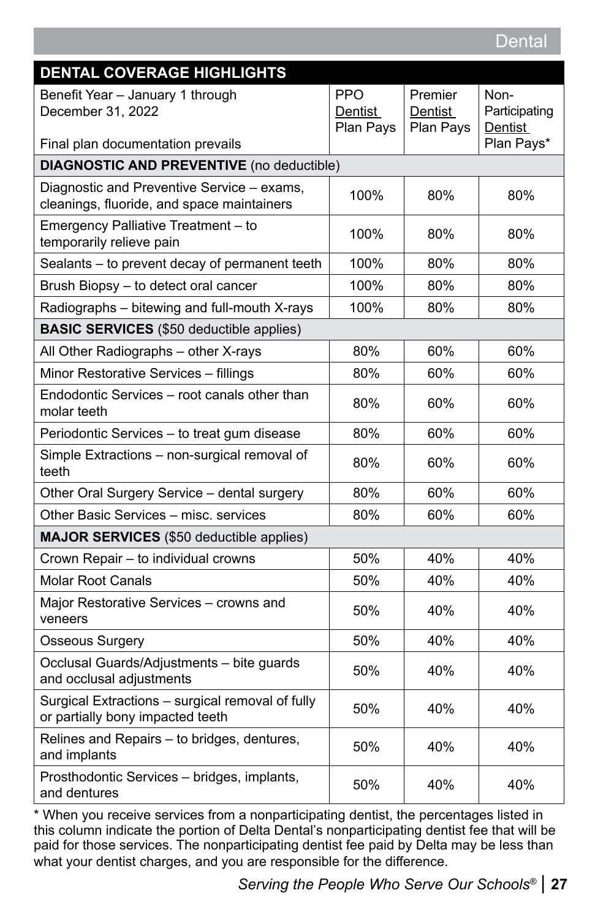## DENTAL COVERAGE HIGHLIGHTS

| Benefit Year – January 1 through December 31, 2022<br><br>Final plan documentation prevails | PPO Dentist Plan Pays | Premier Dentist Plan Pays | Non-Participating Dentist Plan Pays* |
|---|---|---|---|
| **DIAGNOSTIC AND PREVENTIVE** (no deductible) | | | |
| Diagnostic and Preventive Service – exams, cleanings, fluoride, and space maintainers | 100% | 80% | 80% |
| Emergency Palliative Treatment – to temporarily relieve pain | 100% | 80% | 80% |
| Sealants – to prevent decay of permanent teeth | 100% | 80% | 80% |
| Brush Biopsy – to detect oral cancer | 100% | 80% | 80% |
| Radiographs – bitewing and full-mouth X-rays | 100% | 80% | 80% |
| **BASIC SERVICES** ($50 deductible applies) | | | |
| All Other Radiographs – other X-rays | 80% | 60% | 60% |
| Minor Restorative Services – fillings | 80% | 60% | 60% |
| Endodontic Services – root canals other than molar teeth | 80% | 60% | 60% |
| Periodontic Services – to treat gum disease | 80% | 60% | 60% |
| Simple Extractions – non-surgical removal of teeth | 80% | 60% | 60% |
| Other Oral Surgery Service – dental surgery | 80% | 60% | 60% |
| Other Basic Services – misc. services | 80% | 60% | 60% |
| **MAJOR SERVICES** ($50 deductible applies) | | | |
| Crown Repair – to individual crowns | 50% | 40% | 40% |
| Molar Root Canals | 50% | 40% | 40% |
| Major Restorative Services – crowns and veneers | 50% | 40% | 40% |
| Osseous Surgery | 50% | 40% | 40% |
| Occlusal Guards/Adjustments – bite guards and occlusal adjustments | 50% | 40% | 40% |
| Surgical Extractions – surgical removal of fully or partially bony impacted teeth | 50% | 40% | 40% |
| Relines and Repairs – to bridges, dentures, and implants | 50% | 40% | 40% |
| Prosthodontic Services – bridges, implants, and dentures | 50% | 40% | 40% |

* When you receive services from a nonparticipating dentist, the percentages listed in this column indicate the portion of Delta Dental's nonparticipating dentist fee that will be paid for those services. The nonparticipating dentist fee paid by Delta may be less than what your dentist charges, and you are responsible for the difference.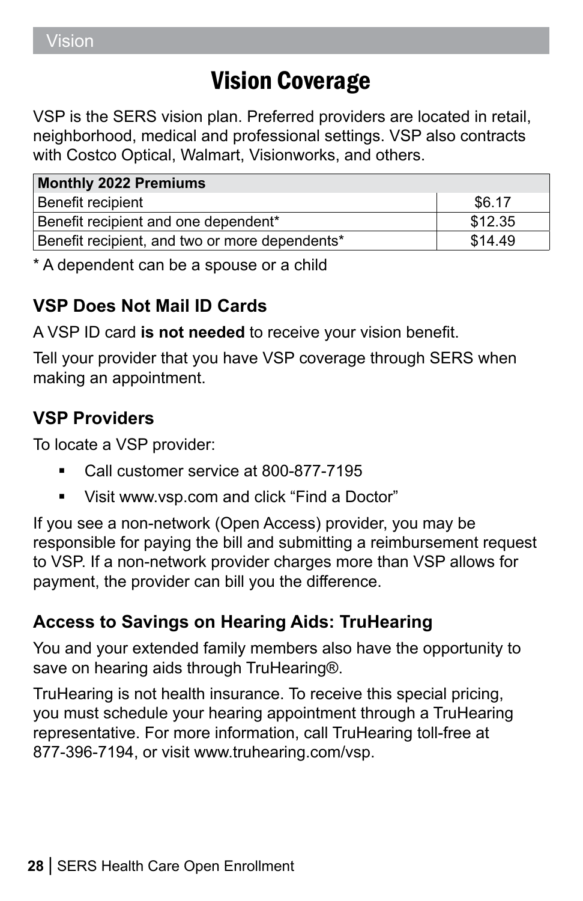# Vision Coverage

VSP is the SERS vision plan. Preferred providers are located in retail, neighborhood, medical and professional settings. VSP also contracts with Costco Optical, Walmart, Visionworks, and others.

| Monthly 2022 Premiums | |
|---|---|
| Benefit recipient | $6.17 |
| Benefit recipient and one dependent* | $12.35 |
| Benefit recipient, and two or more dependents* | $14.49 |

* A dependent can be a spouse or a child

## VSP Does Not Mail ID Cards

A VSP ID card **is not needed** to receive your vision benefit.

Tell your provider that you have VSP coverage through SERS when making an appointment.

## VSP Providers

To locate a VSP provider:

- Call customer service at 800-877-7195
- Visit www.vsp.com and click “Find a Doctor”

If you see a non-network (Open Access) provider, you may be responsible for paying the bill and submitting a reimbursement request to VSP. If a non-network provider charges more than VSP allows for payment, the provider can bill you the difference.

## Access to Savings on Hearing Aids: TruHearing

You and your extended family members also have the opportunity to save on hearing aids through TruHearing®.

TruHearing is not health insurance. To receive this special pricing, you must schedule your hearing appointment through a TruHearing representative. For more information, call TruHearing toll-free at 877-396-7194, or visit www.truhearing.com/vsp.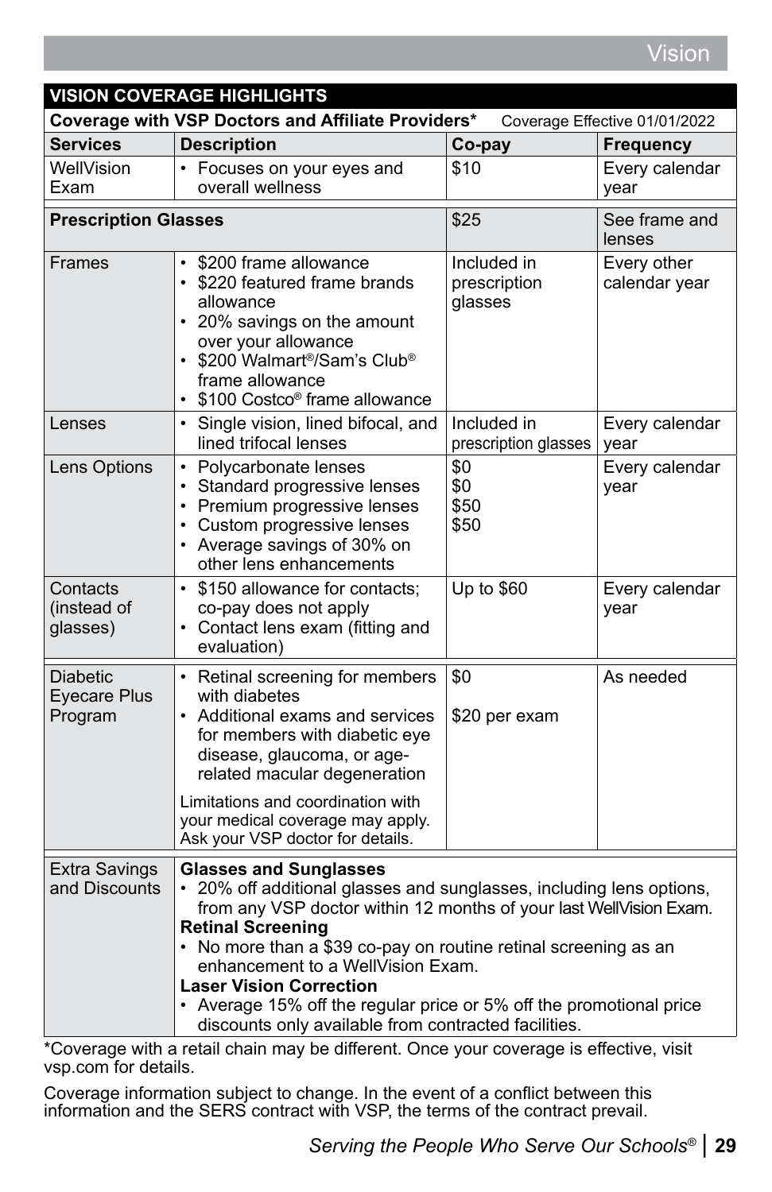# Vision

| VISION COVERAGE HIGHLIGHTS | | | |
|---|---|---|---|
| **Coverage with VSP Doctors and Affiliate Providers*** Coverage Effective 01/01/2022 | | | |
| **Services** | **Description** | **Co-pay** | **Frequency** |
| WellVision Exam | • Focuses on your eyes and overall wellness | $10 | Every calendar year |
| **Prescription Glasses** | | $25 | See frame and lenses |
| Frames | • $200 frame allowance<br>• $220 featured frame brands allowance<br>• 20% savings on the amount over your allowance<br>• $200 Walmart®/Sam's Club® frame allowance<br>• $100 Costco® frame allowance | Included in prescription glasses | Every other calendar year |
| Lenses | • Single vision, lined bifocal, and lined trifocal lenses | Included in prescription glasses | Every calendar year |
| Lens Options | • Polycarbonate lenses<br>• Standard progressive lenses<br>• Premium progressive lenses<br>• Custom progressive lenses<br>• Average savings of 30% on other lens enhancements | $0<br>$0<br>$50<br>$50 | Every calendar year |
| Contacts (instead of glasses) | • $150 allowance for contacts; co-pay does not apply<br>• Contact lens exam (fitting and evaluation) | Up to $60 | Every calendar year |
| Diabetic Eyecare Plus Program | • Retinal screening for members with diabetes<br>• Additional exams and services for members with diabetic eye disease, glaucoma, or age-related macular degeneration<br><br>Limitations and coordination with your medical coverage may apply. Ask your VSP doctor for details. | $0<br><br>$20 per exam | As needed |
| Extra Savings and Discounts | **Glasses and Sunglasses**<br>• 20% off additional glasses and sunglasses, including lens options, from any VSP doctor within 12 months of your last WellVision Exam.<br>**Retinal Screening**<br>• No more than a $39 co-pay on routine retinal screening as an enhancement to a WellVision Exam.<br>**Laser Vision Correction**<br>• Average 15% off the regular price or 5% off the promotional price discounts only available from contracted facilities. | | |

*Coverage with a retail chain may be different. Once your coverage is effective, visit vsp.com for details.

Coverage information subject to change. In the event of a conflict between this information and the SERS contract with VSP, the terms of the contract prevail.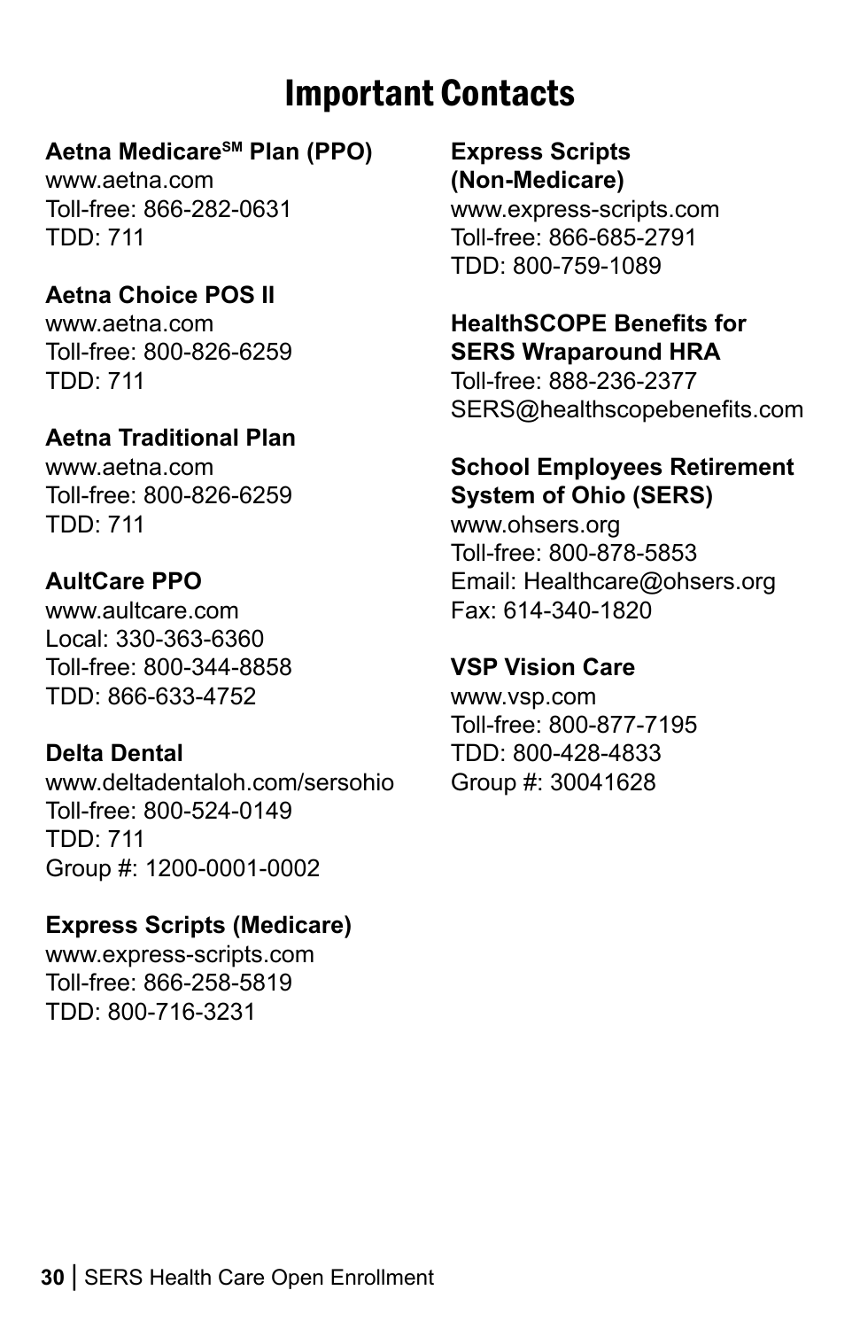# Important Contacts

**Aetna Medicare[SM] Plan (PPO)**
www.aetna.com
Toll-free: 866-282-0631
TDD: 711

**Aetna Choice POS II**
www.aetna.com
Toll-free: 800-826-6259
TDD: 711

**Aetna Traditional Plan**
www.aetna.com
Toll-free: 800-826-6259
TDD: 711

**AultCare PPO**
www.aultcare.com
Local: 330-363-6360
Toll-free: 800-344-8858
TDD: 866-633-4752

**Delta Dental**
www.deltadentaloh.com/sersohio
Toll-free: 800-524-0149
TDD: 711
Group #: 1200-0001-0002

**Express Scripts (Medicare)**
www.express-scripts.com
Toll-free: 866-258-5819
TDD: 800-716-3231

**Express Scripts (Non-Medicare)**
www.express-scripts.com
Toll-free: 866-685-2791
TDD: 800-759-1089

**HealthSCOPE Benefits for SERS Wraparound HRA**
Toll-free: 888-236-2377
SERS@healthscopebenefits.com

**School Employees Retirement System of Ohio (SERS)**
www.ohsers.org
Toll-free: 800-878-5853
Email: Healthcare@ohsers.org
Fax: 614-340-1820

**VSP Vision Care**
www.vsp.com
Toll-free: 800-877-7195
TDD: 800-428-4833
Group #: 30041628